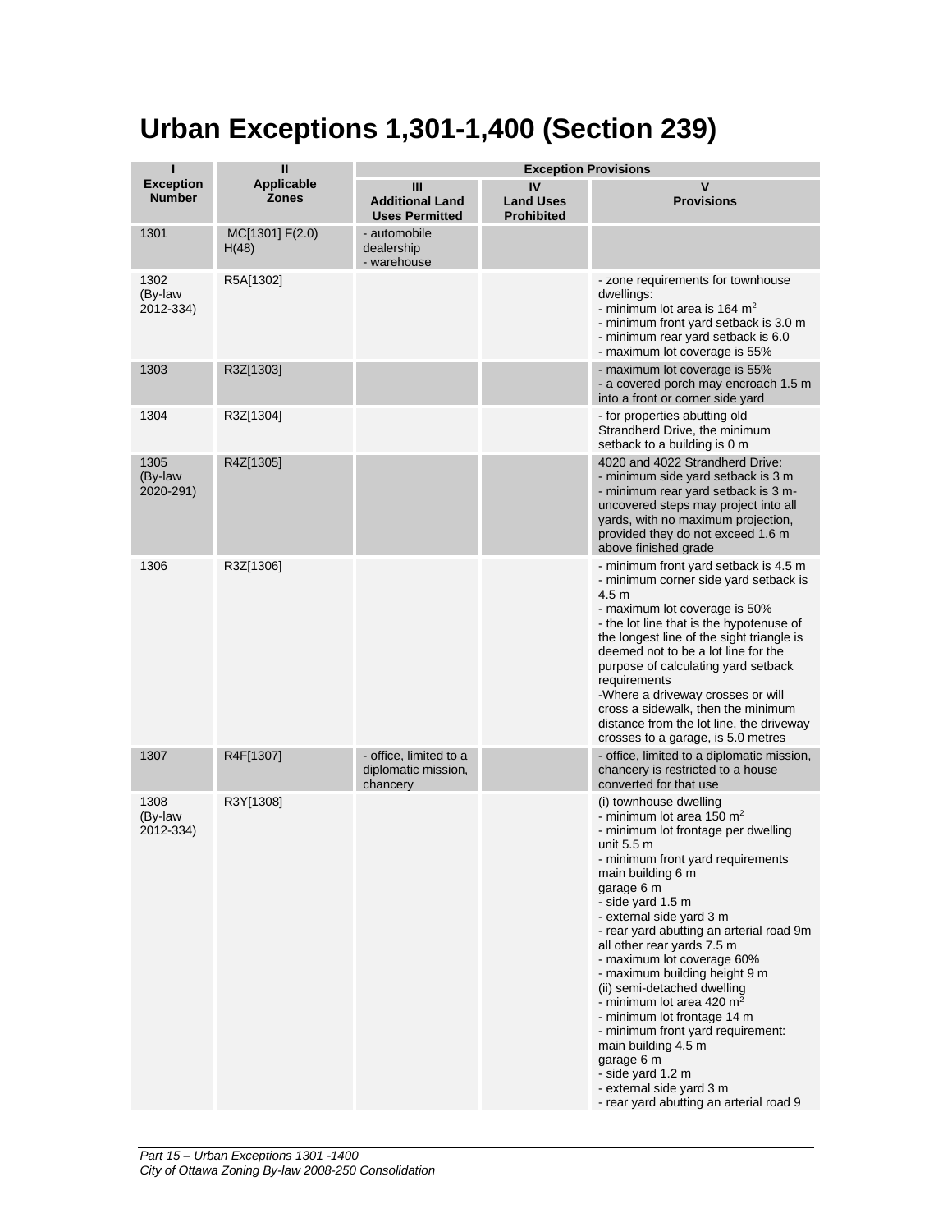# Urban Exceptions 1,301-1,400 (Section 239)

| I<br>Exception Number | II<br>Applicable Zones | Exception Provisions | | |
|---|---|---|---|---|
| | | III<br>Additional Land Uses Permitted | IV<br>Land Uses Prohibited | V<br>Provisions |
| 1301 | MC[1301] F(2.0) H(48) | - automobile dealership<br>- warehouse | | |
| 1302<br>(By-law 2012-334) | R5A[1302] | | | - zone requirements for townhouse dwellings:<br>- minimum lot area is 164 m$^2$<br>- minimum front yard setback is 3.0 m<br>- minimum rear yard setback is 6.0<br>- maximum lot coverage is 55% |
| 1303 | R3Z[1303] | | | - maximum lot coverage is 55%<br>- a covered porch may encroach 1.5 m into a front or corner side yard |
| 1304 | R3Z[1304] | | | - for properties abutting old Strandherd Drive, the minimum setback to a building is 0 m |
| 1305<br>(By-law 2020-291) | R4Z[1305] | | | 4020 and 4022 Strandherd Drive:<br>- minimum side yard setback is 3 m<br>- minimum rear yard setback is 3 m-uncovered steps may project into all yards, with no maximum projection, provided they do not exceed 1.6 m above finished grade |
| 1306 | R3Z[1306] | | | - minimum front yard setback is 4.5 m<br>- minimum corner side yard setback is 4.5 m<br>- maximum lot coverage is 50%<br>- the lot line that is the hypotenuse of the longest line of the sight triangle is deemed not to be a lot line for the purpose of calculating yard setback requirements<br>-Where a driveway crosses or will cross a sidewalk, then the minimum distance from the lot line, the driveway crosses to a garage, is 5.0 metres |
| 1307 | R4F[1307] | - office, limited to a diplomatic mission, chancery | | - office, limited to a diplomatic mission, chancery is restricted to a house converted for that use |
| 1308<br>(By-law 2012-334) | R3Y[1308] | | | (i) townhouse dwelling<br>- minimum lot area 150 m$^2$<br>- minimum lot frontage per dwelling unit 5.5 m<br>- minimum front yard requirements main building 6 m<br>garage 6 m<br>- side yard 1.5 m<br>- external side yard 3 m<br>- rear yard abutting an arterial road 9m all other rear yards 7.5 m<br>- maximum lot coverage 60%<br>- maximum building height 9 m<br>(ii) semi-detached dwelling<br>- minimum lot area 420 m$^2$<br>- minimum lot frontage 14 m<br>- minimum front yard requirement:<br>main building 4.5 m<br>garage 6 m<br>- side yard 1.2 m<br>- external side yard 3 m<br>- rear yard abutting an arterial road 9 |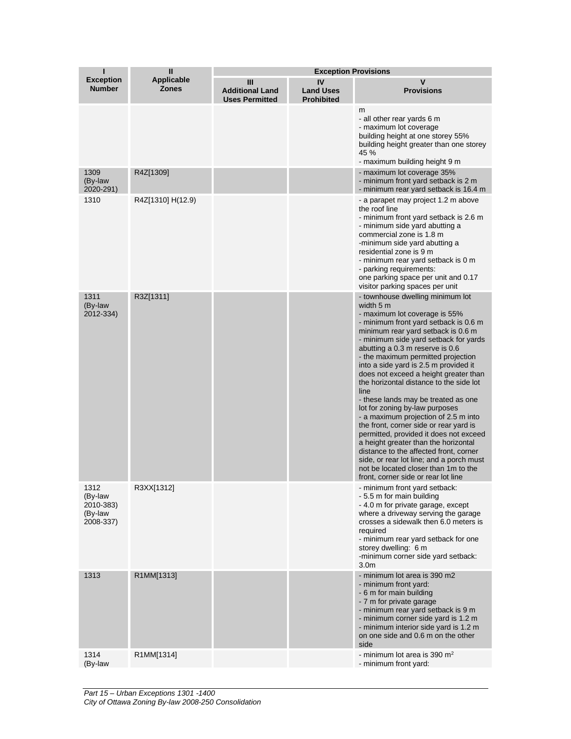| I<br>Exception Number | II<br>Applicable Zones | Exception Provisions | | |
|---|---|---|---|---|
| | | III<br>Additional Land Uses Permitted | IV<br>Land Uses Prohibited | V<br>Provisions |
| | | | | m<br>- all other rear yards 6 m<br>- maximum lot coverage<br>building height at one storey 55%<br>building height greater than one storey 45 %<br>- maximum building height 9 m |
| 1309 (By-law 2020-291) | R4Z[1309] | | | - maximum lot coverage 35%<br>- minimum front yard setback is 2 m<br>- minimum rear yard setback is 16.4 m |
| 1310 | R4Z[1310] H(12.9) | | | - a parapet may project 1.2 m above the roof line<br>- minimum front yard setback is 2.6 m<br>- minimum side yard abutting a commercial zone is 1.8 m<br>-minimum side yard abutting a residential zone is 9 m<br>- minimum rear yard setback is 0 m<br>- parking requirements:<br>one parking space per unit and 0.17 visitor parking spaces per unit |
| 1311 (By-law 2012-334) | R3Z[1311] | | | - townhouse dwelling minimum lot width 5 m<br>- maximum lot coverage is 55%<br>- minimum front yard setback is 0.6 m minimum rear yard setback is 0.6 m<br>- minimum side yard setback for yards abutting a 0.3 m reserve is 0.6<br>- the maximum permitted projection into a side yard is 2.5 m provided it does not exceed a height greater than the horizontal distance to the side lot line<br>- these lands may be treated as one lot for zoning by-law purposes<br>- a maximum projection of 2.5 m into the front, corner side or rear yard is permitted, provided it does not exceed a height greater than the horizontal distance to the affected front, corner side, or rear lot line; and a porch must not be located closer than 1m to the front, corner side or rear lot line |
| 1312 (By-law 2010-383) (By-law 2008-337) | R3XX[1312] | | | - minimum front yard setback:<br>- 5.5 m for main building<br>- 4.0 m for private garage, except where a driveway serving the garage crosses a sidewalk then 6.0 meters is required<br>- minimum rear yard setback for one storey dwelling: 6 m<br>-minimum corner side yard setback: 3.0m |
| 1313 | R1MM[1313] | | | - minimum lot area is 390 m2<br>- minimum front yard:<br>- 6 m for main building<br>- 7 m for private garage<br>- minimum rear yard setback is 9 m<br>- minimum corner side yard is 1.2 m<br>- minimum interior side yard is 1.2 m on one side and 0.6 m on the other side |
| 1314 (By-law | R1MM[1314] | | | - minimum lot area is 390 $m^2$<br>- minimum front yard: |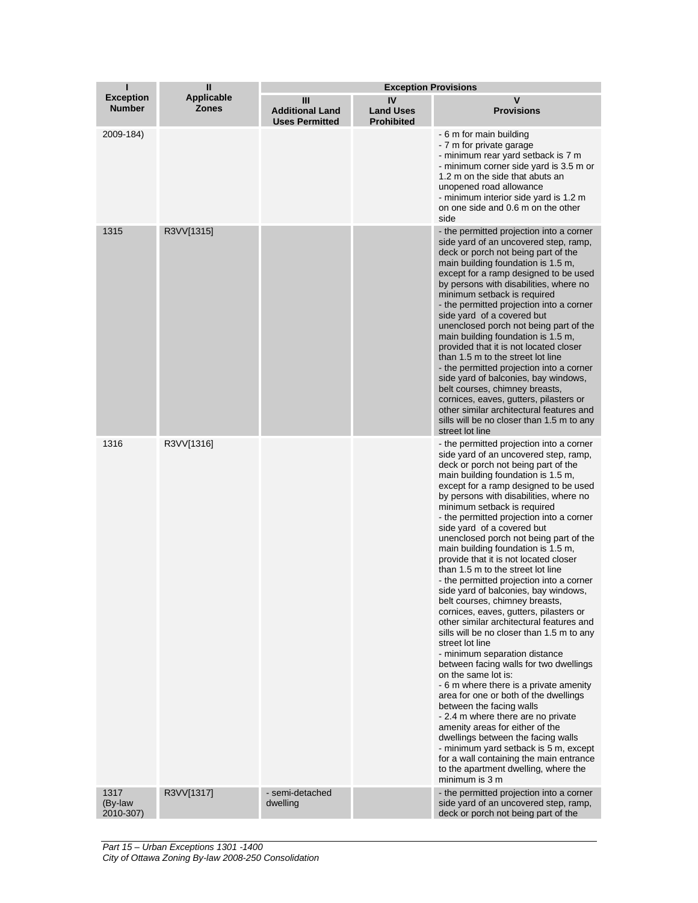| I | II | Exception Provisions | | |
|---|---|---|---|---|
| **Exception Number** | **Applicable Zones** | **III Additional Land Uses Permitted** | **IV Land Uses Prohibited** | **V Provisions** |
| 2009-184) | | | | - 6 m for main building<br>- 7 m for private garage<br>- minimum rear yard setback is 7 m<br>- minimum corner side yard is 3.5 m or 1.2 m on the side that abuts an unopened road allowance<br>- minimum interior side yard is 1.2 m on one side and 0.6 m on the other side |
| 1315 | R3VV[1315] | | | - the permitted projection into a corner side yard of an uncovered step, ramp, deck or porch not being part of the main building foundation is 1.5 m, except for a ramp designed to be used by persons with disabilities, where no minimum setback is required<br>- the permitted projection into a corner side yard of a covered but unenclosed porch not being part of the main building foundation is 1.5 m, provided that it is not located closer than 1.5 m to the street lot line<br>- the permitted projection into a corner side yard of balconies, bay windows, belt courses, chimney breasts, cornices, eaves, gutters, pilasters or other similar architectural features and sills will be no closer than 1.5 m to any street lot line |
| 1316 | R3VV[1316] | | | - the permitted projection into a corner side yard of an uncovered step, ramp, deck or porch not being part of the main building foundation is 1.5 m, except for a ramp designed to be used by persons with disabilities, where no minimum setback is required<br>- the permitted projection into a corner side yard of a covered but unenclosed porch not being part of the main building foundation is 1.5 m, provide that it is not located closer than 1.5 m to the street lot line<br>- the permitted projection into a corner side yard of balconies, bay windows, belt courses, chimney breasts, cornices, eaves, gutters, pilasters or other similar architectural features and sills will be no closer than 1.5 m to any street lot line<br>- minimum separation distance between facing walls for two dwellings on the same lot is:<br>- 6 m where there is a private amenity area for one or both of the dwellings between the facing walls<br>- 2.4 m where there are no private amenity areas for either of the dwellings between the facing walls<br>- minimum yard setback is 5 m, except for a wall containing the main entrance to the apartment dwelling, where the minimum is 3 m |
| 1317 (By-law 2010-307) | R3VV[1317] | - semi-detached dwelling | | - the permitted projection into a corner side yard of an uncovered step, ramp, deck or porch not being part of the |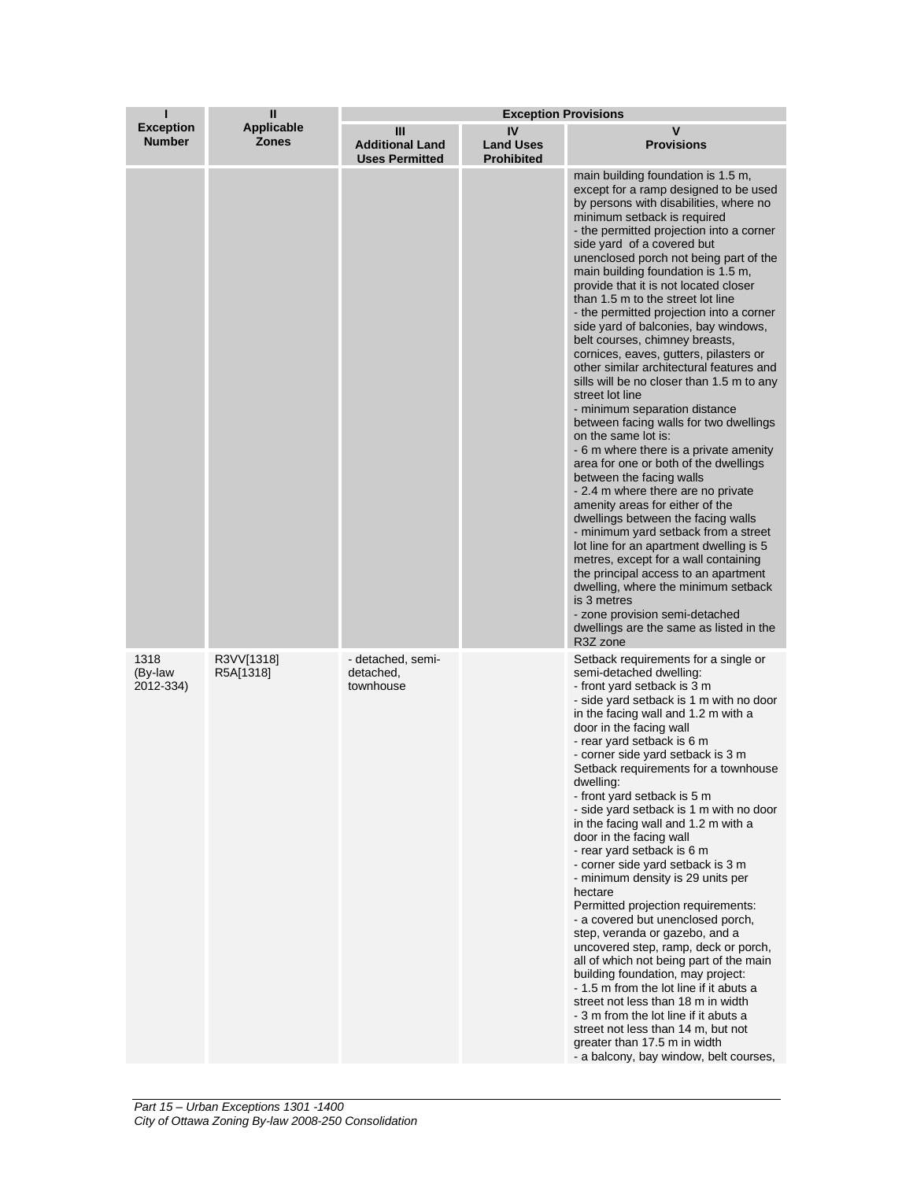| I<br>Exception Number | II<br>Applicable Zones | Exception Provisions | | |
|---|---|---|---|---|
| | | III<br>Additional Land Uses Permitted | IV<br>Land Uses Prohibited | V<br>Provisions |
| | | | | main building foundation is 1.5 m, except for a ramp designed to be used by persons with disabilities, where no minimum setback is required<br>- the permitted projection into a corner side yard of a covered but unenclosed porch not being part of the main building foundation is 1.5 m, provide that it is not located closer than 1.5 m to the street lot line<br>- the permitted projection into a corner side yard of balconies, bay windows, belt courses, chimney breasts, cornices, eaves, gutters, pilasters or other similar architectural features and sills will be no closer than 1.5 m to any street lot line<br>- minimum separation distance between facing walls for two dwellings on the same lot is:<br>- 6 m where there is a private amenity area for one or both of the dwellings between the facing walls<br>- 2.4 m where there are no private amenity areas for either of the dwellings between the facing walls<br>- minimum yard setback from a street lot line for an apartment dwelling is 5 metres, except for a wall containing the principal access to an apartment dwelling, where the minimum setback is 3 metres<br>- zone provision semi-detached dwellings are the same as listed in the R3Z zone |
| 1318 (By-law 2012-334) | R3VV[1318] R5A[1318] | - detached, semi-detached, townhouse | | Setback requirements for a single or semi-detached dwelling:<br>- front yard setback is 3 m<br>- side yard setback is 1 m with no door in the facing wall and 1.2 m with a door in the facing wall<br>- rear yard setback is 6 m<br>- corner side yard setback is 3 m<br>Setback requirements for a townhouse dwelling:<br>- front yard setback is 5 m<br>- side yard setback is 1 m with no door in the facing wall and 1.2 m with a door in the facing wall<br>- rear yard setback is 6 m<br>- corner side yard setback is 3 m<br>- minimum density is 29 units per hectare<br>Permitted projection requirements:<br>- a covered but unenclosed porch, step, veranda or gazebo, and a uncovered step, ramp, deck or porch, all of which not being part of the main building foundation, may project:<br>- 1.5 m from the lot line if it abuts a street not less than 18 m in width<br>- 3 m from the lot line if it abuts a street not less than 14 m, but not greater than 17.5 m in width<br>- a balcony, bay window, belt courses, |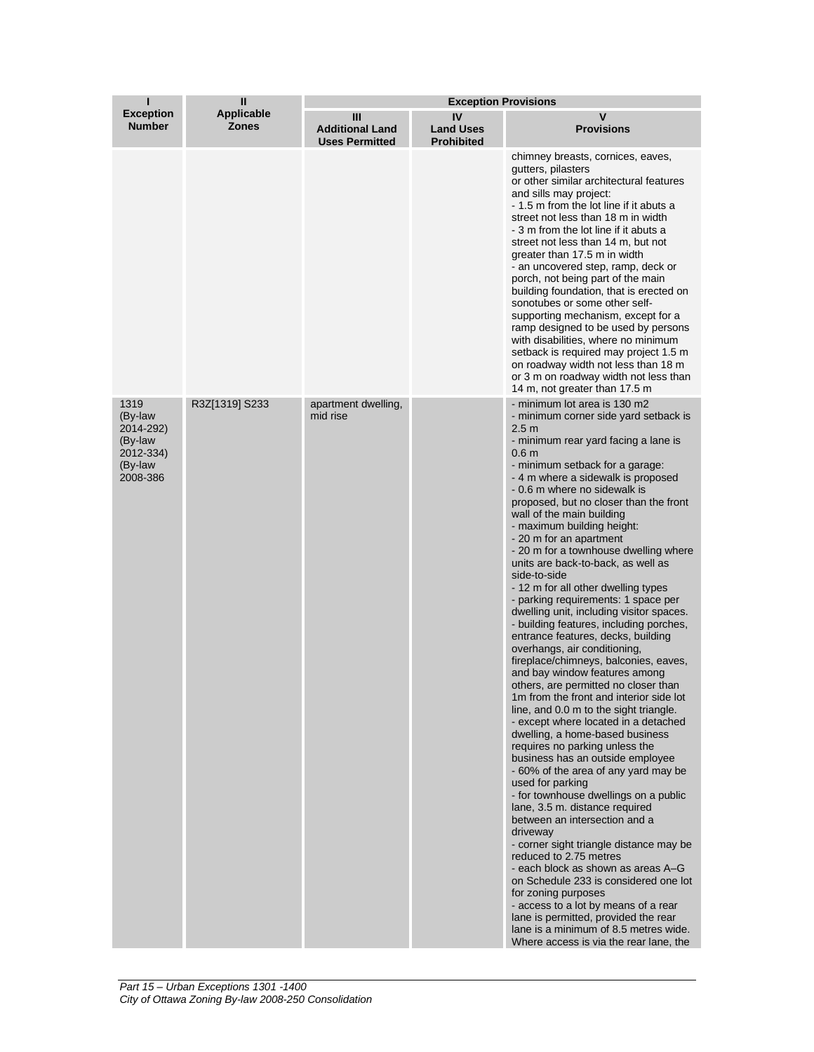| I<br>Exception Number | II<br>Applicable Zones | Exception Provisions | | |
|---|---|---|---|---|
| | | III<br>Additional Land Uses Permitted | IV<br>Land Uses Prohibited | V<br>Provisions |
| | | | | chimney breasts, cornices, eaves, gutters, pilasters<br>or other similar architectural features and sills may project:<br>- 1.5 m from the lot line if it abuts a street not less than 18 m in width<br>- 3 m from the lot line if it abuts a street not less than 14 m, but not greater than 17.5 m in width<br>- an uncovered step, ramp, deck or porch, not being part of the main building foundation, that is erected on sonotubes or some other self-supporting mechanism, except for a ramp designed to be used by persons with disabilities, where no minimum setback is required may project 1.5 m on roadway width not less than 18 m or 3 m on roadway width not less than 14 m, not greater than 17.5 m |
| 1319<br>(By-law 2014-292)<br>(By-law 2012-334)<br>(By-law 2008-386 | R3Z[1319] S233 | apartment dwelling, mid rise | | - minimum lot area is 130 m2<br>- minimum corner side yard setback is 2.5 m<br>- minimum rear yard facing a lane is 0.6 m<br>- minimum setback for a garage:<br>- 4 m where a sidewalk is proposed<br>- 0.6 m where no sidewalk is proposed, but no closer than the front wall of the main building<br>- maximum building height:<br>- 20 m for an apartment<br>- 20 m for a townhouse dwelling where units are back-to-back, as well as side-to-side<br>- 12 m for all other dwelling types<br>- parking requirements: 1 space per dwelling unit, including visitor spaces.<br>- building features, including porches, entrance features, decks, building overhangs, air conditioning, fireplace/chimneys, balconies, eaves, and bay window features among others, are permitted no closer than 1m from the front and interior side lot line, and 0.0 m to the sight triangle.<br>- except where located in a detached dwelling, a home-based business requires no parking unless the business has an outside employee<br>- 60% of the area of any yard may be used for parking<br>- for townhouse dwellings on a public lane, 3.5 m. distance required between an intersection and a driveway<br>- corner sight triangle distance may be reduced to 2.75 metres<br>- each block as shown as areas A–G on Schedule 233 is considered one lot for zoning purposes<br>- access to a lot by means of a rear lane is permitted, provided the rear lane is a minimum of 8.5 metres wide. Where access is via the rear lane, the |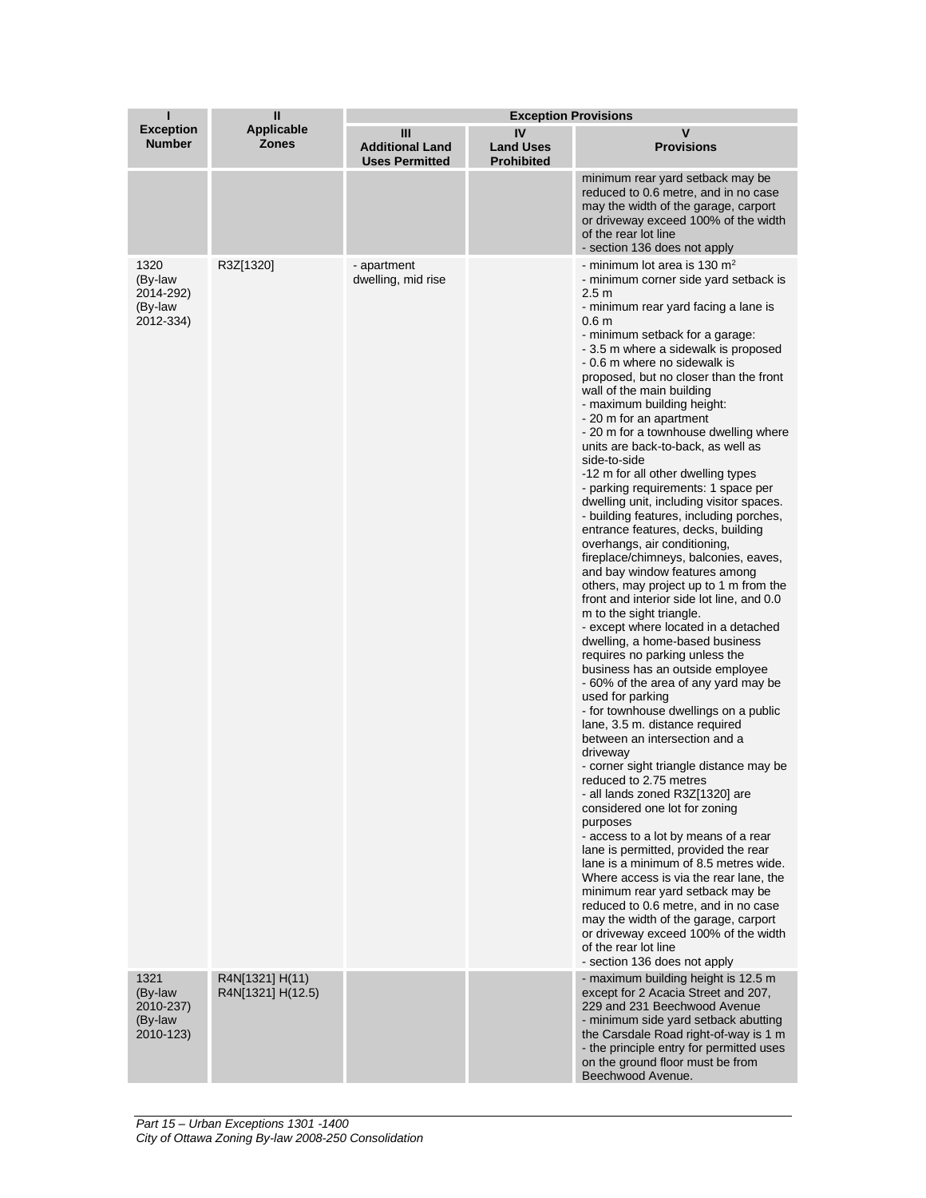| I<br>Exception Number | II<br>Applicable Zones | Exception Provisions | | |
|---|---|---|---|---|
| | | III<br>Additional Land Uses Permitted | IV<br>Land Uses Prohibited | V<br>Provisions |
| | | | | minimum rear yard setback may be reduced to 0.6 metre, and in no case may the width of the garage, carport or driveway exceed 100% of the width of the rear lot line<br>- section 136 does not apply |
| 1320<br>(By-law 2014-292)<br>(By-law 2012-334) | R3Z[1320] | - apartment dwelling, mid rise | | - minimum lot area is 130 m²<br>- minimum corner side yard setback is 2.5 m<br>- minimum rear yard facing a lane is 0.6 m<br>- minimum setback for a garage:<br>- 3.5 m where a sidewalk is proposed<br>- 0.6 m where no sidewalk is proposed, but no closer than the front wall of the main building<br>- maximum building height:<br>- 20 m for an apartment<br>- 20 m for a townhouse dwelling where units are back-to-back, as well as side-to-side<br>-12 m for all other dwelling types<br>- parking requirements: 1 space per dwelling unit, including visitor spaces.<br>- building features, including porches, entrance features, decks, building overhangs, air conditioning, fireplace/chimneys, balconies, eaves, and bay window features among others, may project up to 1 m from the front and interior side lot line, and 0.0 m to the sight triangle.<br>- except where located in a detached dwelling, a home-based business requires no parking unless the business has an outside employee<br>- 60% of the area of any yard may be used for parking<br>- for townhouse dwellings on a public lane, 3.5 m. distance required between an intersection and a driveway<br>- corner sight triangle distance may be reduced to 2.75 metres<br>- all lands zoned R3Z[1320] are considered one lot for zoning purposes<br>- access to a lot by means of a rear lane is permitted, provided the rear lane is a minimum of 8.5 metres wide. Where access is via the rear lane, the minimum rear yard setback may be reduced to 0.6 metre, and in no case may the width of the garage, carport or driveway exceed 100% of the width of the rear lot line<br>- section 136 does not apply |
| 1321<br>(By-law 2010-237)<br>(By-law 2010-123) | R4N[1321] H(11)<br>R4N[1321] H(12.5) | | | - maximum building height is 12.5 m except for 2 Acacia Street and 207, 229 and 231 Beechwood Avenue<br>- minimum side yard setback abutting the Carsdale Road right-of-way is 1 m<br>- the principle entry for permitted uses on the ground floor must be from Beechwood Avenue. |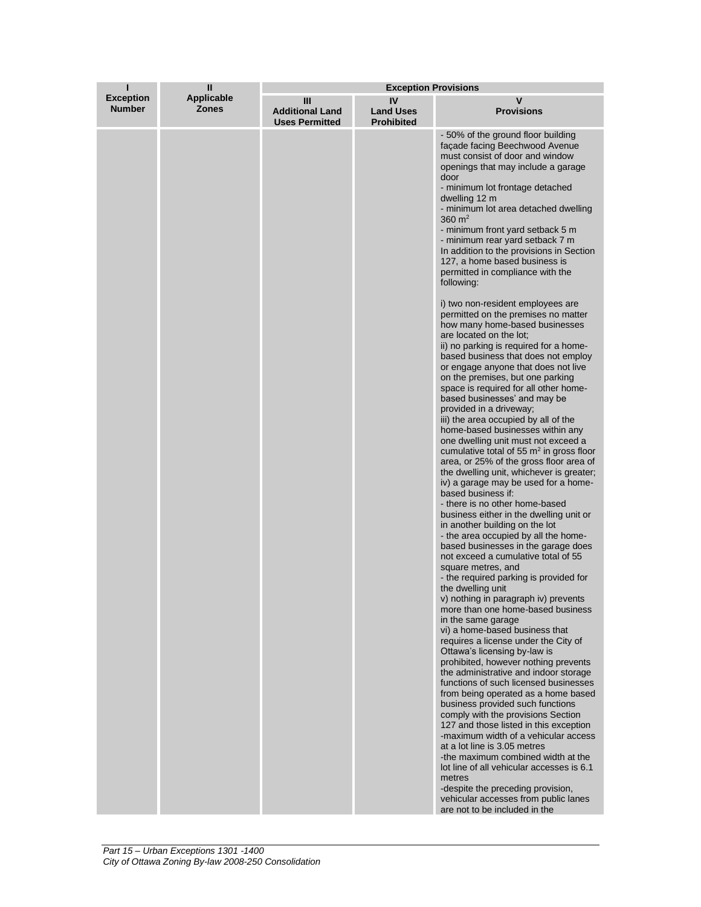| I<br>Exception Number | II<br>Applicable Zones | Exception Provisions | | |
|---|---|---|---|---|
| | | III<br>Additional Land Uses Permitted | IV<br>Land Uses Prohibited | V<br>Provisions |
| | | | | - 50% of the ground floor building façade facing Beechwood Avenue must consist of door and window openings that may include a garage door<br>- minimum lot frontage detached dwelling 12 m<br>- minimum lot area detached dwelling 360 m$^2$<br>- minimum front yard setback 5 m<br>- minimum rear yard setback 7 m<br>In addition to the provisions in Section 127, a home based business is permitted in compliance with the following:<br><br>i) two non-resident employees are permitted on the premises no matter how many home-based businesses are located on the lot;<br>ii) no parking is required for a home-based business that does not employ or engage anyone that does not live on the premises, but one parking space is required for all other home-based businesses' and may be provided in a driveway;<br>iii) the area occupied by all of the home-based businesses within any one dwelling unit must not exceed a cumulative total of 55 m$^2$ in gross floor area, or 25% of the gross floor area of the dwelling unit, whichever is greater;<br>iv) a garage may be used for a home-based business if:<br>- there is no other home-based business either in the dwelling unit or in another building on the lot<br>- the area occupied by all the home-based businesses in the garage does not exceed a cumulative total of 55 square metres, and<br>- the required parking is provided for the dwelling unit<br>v) nothing in paragraph iv) prevents more than one home-based business in the same garage<br>vi) a home-based business that requires a license under the City of Ottawa's licensing by-law is prohibited, however nothing prevents the administrative and indoor storage functions of such licensed businesses from being operated as a home based business provided such functions comply with the provisions Section 127 and those listed in this exception<br>-maximum width of a vehicular access at a lot line is 3.05 metres<br>-the maximum combined width at the lot line of all vehicular accesses is 6.1 metres<br>-despite the preceding provision, vehicular accesses from public lanes are not to be included in the |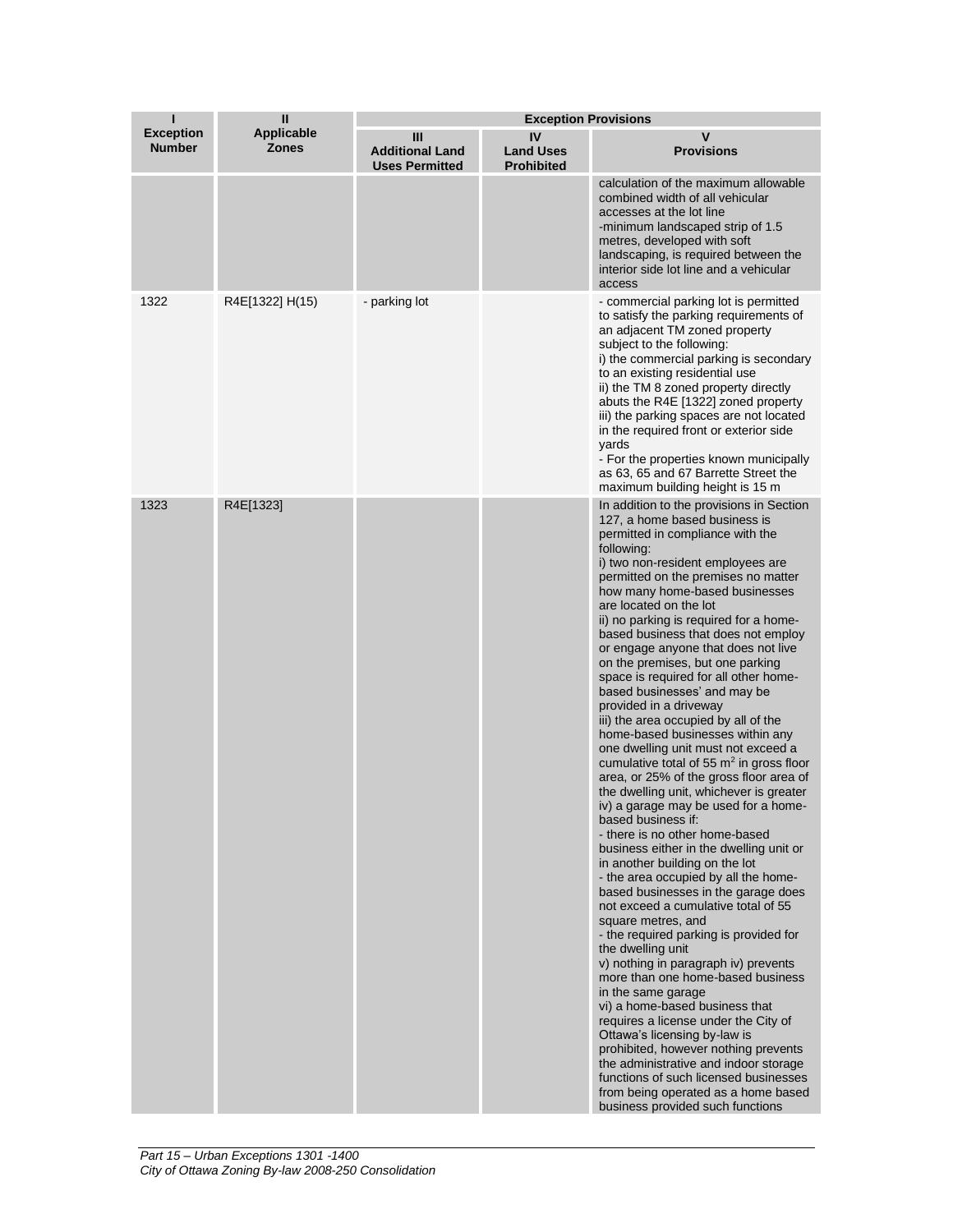| I<br>Exception Number | II<br>Applicable Zones | Exception Provisions | | |
|---|---|---|---|---|
| | | III<br>Additional Land Uses Permitted | IV<br>Land Uses Prohibited | V<br>Provisions |
| | | | | calculation of the maximum allowable combined width of all vehicular accesses at the lot line<br>-minimum landscaped strip of 1.5 metres, developed with soft landscaping, is required between the interior side lot line and a vehicular access |
| 1322 | R4E[1322] H(15) | - parking lot | | - commercial parking lot is permitted to satisfy the parking requirements of an adjacent TM zoned property subject to the following:<br>i) the commercial parking is secondary to an existing residential use<br>ii) the TM 8 zoned property directly abuts the R4E [1322] zoned property<br>iii) the parking spaces are not located in the required front or exterior side yards<br>- For the properties known municipally as 63, 65 and 67 Barrette Street the maximum building height is 15 m |
| 1323 | R4E[1323] | | | In addition to the provisions in Section 127, a home based business is permitted in compliance with the following:<br>i) two non-resident employees are permitted on the premises no matter how many home-based businesses are located on the lot<br>ii) no parking is required for a home-based business that does not employ or engage anyone that does not live on the premises, but one parking space is required for all other home-based businesses' and may be provided in a driveway<br>iii) the area occupied by all of the home-based businesses within any one dwelling unit must not exceed a cumulative total of 55 m$^2$ in gross floor area, or 25% of the gross floor area of the dwelling unit, whichever is greater<br>iv) a garage may be used for a home-based business if:<br>- there is no other home-based business either in the dwelling unit or in another building on the lot<br>- the area occupied by all the home-based businesses in the garage does not exceed a cumulative total of 55 square metres, and<br>- the required parking is provided for the dwelling unit<br>v) nothing in paragraph iv) prevents more than one home-based business in the same garage<br>vi) a home-based business that requires a license under the City of Ottawa's licensing by-law is prohibited, however nothing prevents the administrative and indoor storage functions of such licensed businesses from being operated as a home based business provided such functions |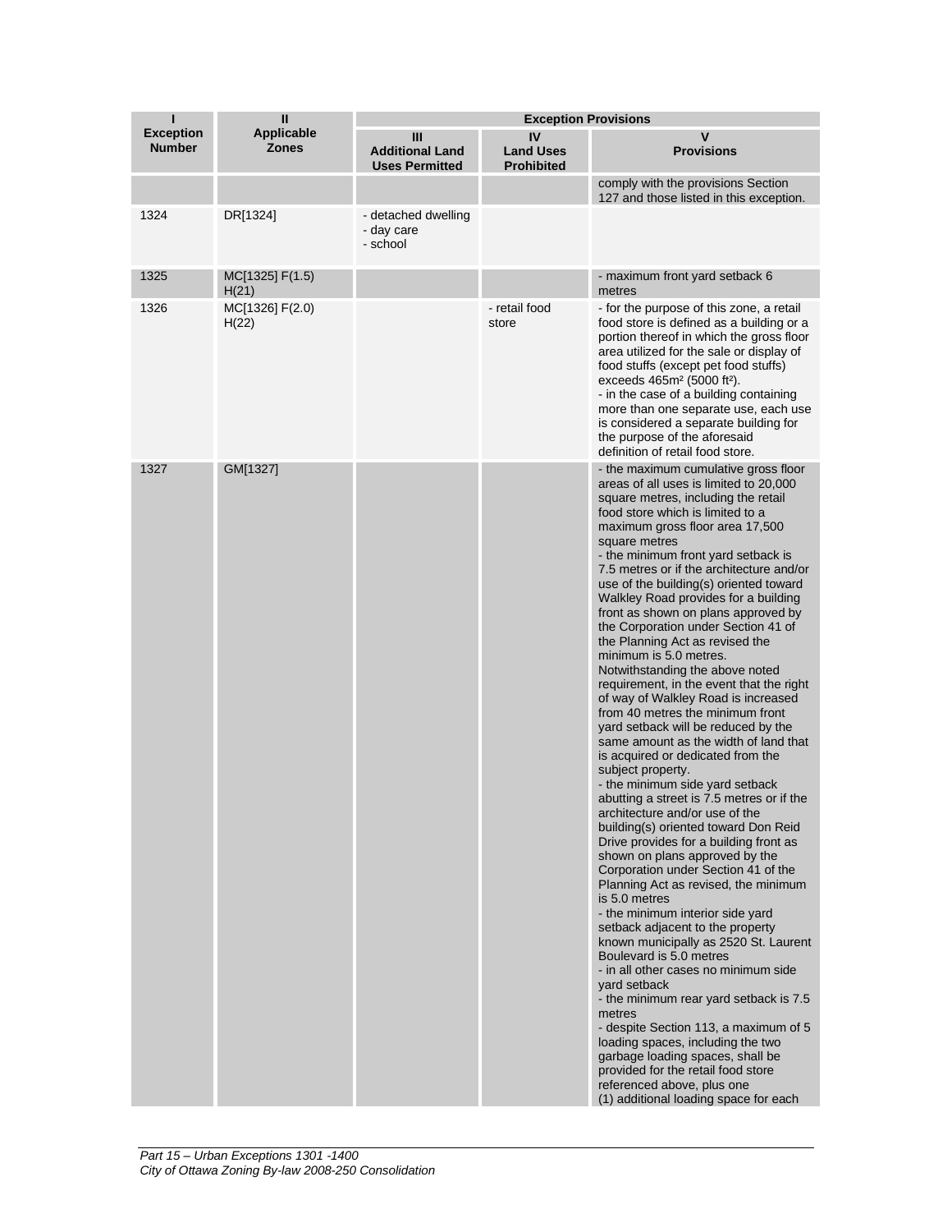| I | II | Exception Provisions | | |
|---|---|---|---|---|
| **Exception Number** | **Applicable Zones** | **III Additional Land Uses Permitted** | **IV Land Uses Prohibited** | **V Provisions** |
| | | | | comply with the provisions Section 127 and those listed in this exception. |
| 1324 | DR[1324] | - detached dwelling<br>- day care<br>- school | | |
| 1325 | MC[1325] F(1.5) H(21) | | | - maximum front yard setback 6 metres |
| 1326 | MC[1326] F(2.0) H(22) | | - retail food store | - for the purpose of this zone, a retail food store is defined as a building or a portion thereof in which the gross floor area utilized for the sale or display of food stuffs (except pet food stuffs) exceeds 465m² (5000 ft²).<br>- in the case of a building containing more than one separate use, each use is considered a separate building for the purpose of the aforesaid definition of retail food store. |
| 1327 | GM[1327] | | | - the maximum cumulative gross floor areas of all uses is limited to 20,000 square metres, including the retail food store which is limited to a maximum gross floor area 17,500 square metres<br>- the minimum front yard setback is 7.5 metres or if the architecture and/or use of the building(s) oriented toward Walkley Road provides for a building front as shown on plans approved by the Corporation under Section 41 of the Planning Act as revised the minimum is 5.0 metres. Notwithstanding the above noted requirement, in the event that the right of way of Walkley Road is increased from 40 metres the minimum front yard setback will be reduced by the same amount as the width of land that is acquired or dedicated from the subject property.<br>- the minimum side yard setback abutting a street is 7.5 metres or if the architecture and/or use of the building(s) oriented toward Don Reid Drive provides for a building front as shown on plans approved by the Corporation under Section 41 of the Planning Act as revised, the minimum is 5.0 metres<br>- the minimum interior side yard setback adjacent to the property known municipally as 2520 St. Laurent Boulevard is 5.0 metres<br>- in all other cases no minimum side yard setback<br>- the minimum rear yard setback is 7.5 metres<br>- despite Section 113, a maximum of 5 loading spaces, including the two garbage loading spaces, shall be provided for the retail food store referenced above, plus one (1) additional loading space for each |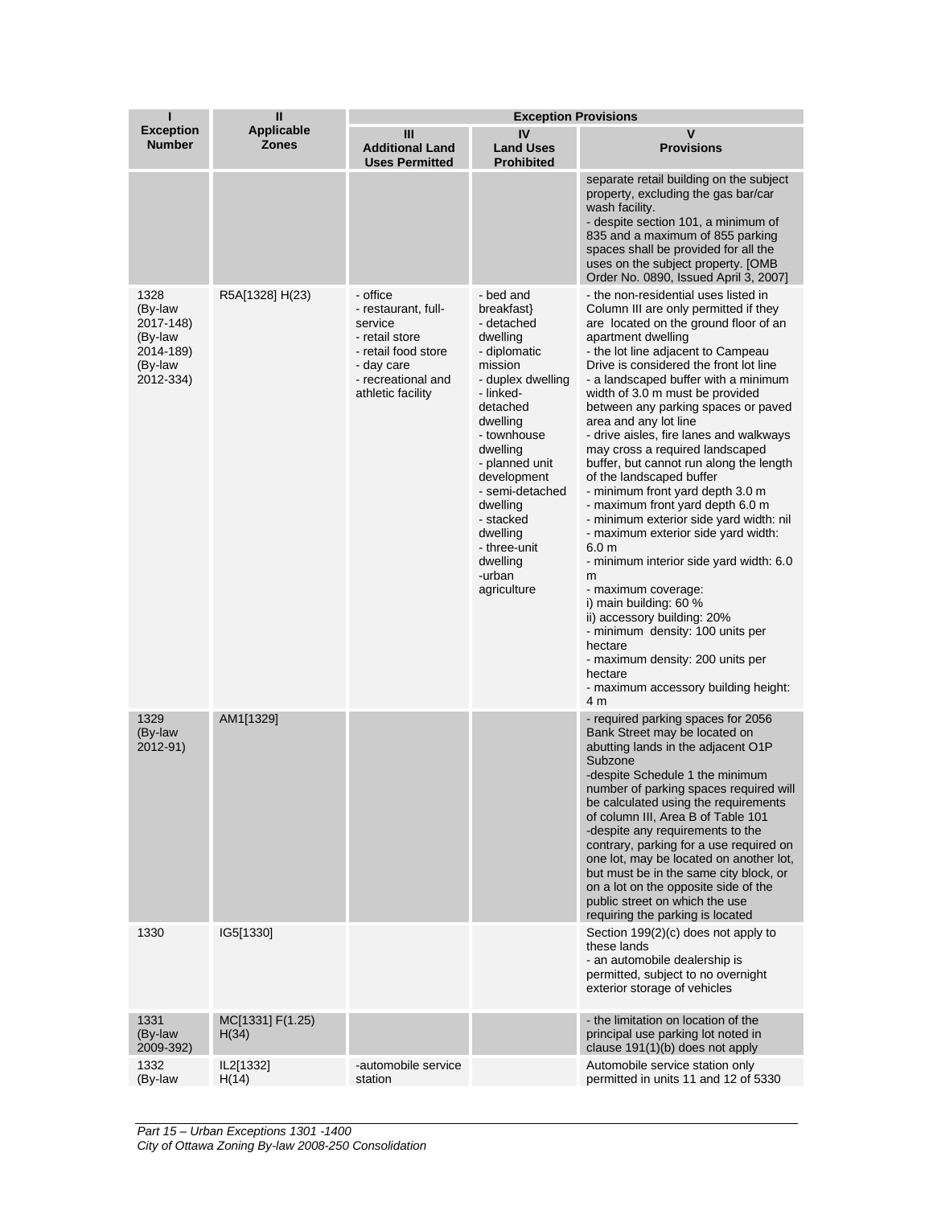| I<br>Exception Number | II<br>Applicable Zones | Exception Provisions | | |
|---|---|---|---|---|
| | | III<br>Additional Land Uses Permitted | IV<br>Land Uses Prohibited | V<br>Provisions |
| | | | | separate retail building on the subject property, excluding the gas bar/car wash facility.<br>- despite section 101, a minimum of 835 and a maximum of 855 parking spaces shall be provided for all the uses on the subject property. [OMB Order No. 0890, Issued April 3, 2007] |
| 1328<br>(By-law 2017-148)<br>(By-law 2014-189)<br>(By-law 2012-334) | R5A[1328] H(23) | - office<br>- restaurant, full-service<br>- retail store<br>- retail food store<br>- day care<br>- recreational and athletic facility | - bed and breakfast}<br>- detached dwelling<br>- diplomatic mission<br>- duplex dwelling<br>- linked-detached dwelling<br>- townhouse dwelling<br>- planned unit development<br>- semi-detached dwelling<br>- stacked dwelling<br>- three-unit dwelling<br>-urban agriculture | - the non-residential uses listed in Column III are only permitted if they are located on the ground floor of an apartment dwelling<br>- the lot line adjacent to Campeau Drive is considered the front lot line<br>- a landscaped buffer with a minimum width of 3.0 m must be provided between any parking spaces or paved area and any lot line<br>- drive aisles, fire lanes and walkways may cross a required landscaped buffer, but cannot run along the length of the landscaped buffer<br>- minimum front yard depth 3.0 m<br>- maximum front yard depth 6.0 m<br>- minimum exterior side yard width: nil<br>- maximum exterior side yard width: 6.0 m<br>- minimum interior side yard width: 6.0 m<br>- maximum coverage:<br>i) main building: 60 %<br>ii) accessory building: 20%<br>- minimum density: 100 units per hectare<br>- maximum density: 200 units per hectare<br>- maximum accessory building height: 4 m |
| 1329<br>(By-law 2012-91) | AM1[1329] | | | - required parking spaces for 2056 Bank Street may be located on abutting lands in the adjacent O1P Subzone<br>-despite Schedule 1 the minimum number of parking spaces required will be calculated using the requirements of column III, Area B of Table 101<br>-despite any requirements to the contrary, parking for a use required on one lot, may be located on another lot, but must be in the same city block, or on a lot on the opposite side of the public street on which the use requiring the parking is located |
| 1330 | IG5[1330] | | | Section 199(2)(c) does not apply to these lands<br>- an automobile dealership is permitted, subject to no overnight exterior storage of vehicles |
| 1331<br>(By-law 2009-392) | MC[1331] F(1.25) H(34) | | | - the limitation on location of the principal use parking lot noted in clause 191(1)(b) does not apply |
| 1332<br>(By-law | IL2[1332] H(14) | -automobile service station | | Automobile service station only permitted in units 11 and 12 of 5330 |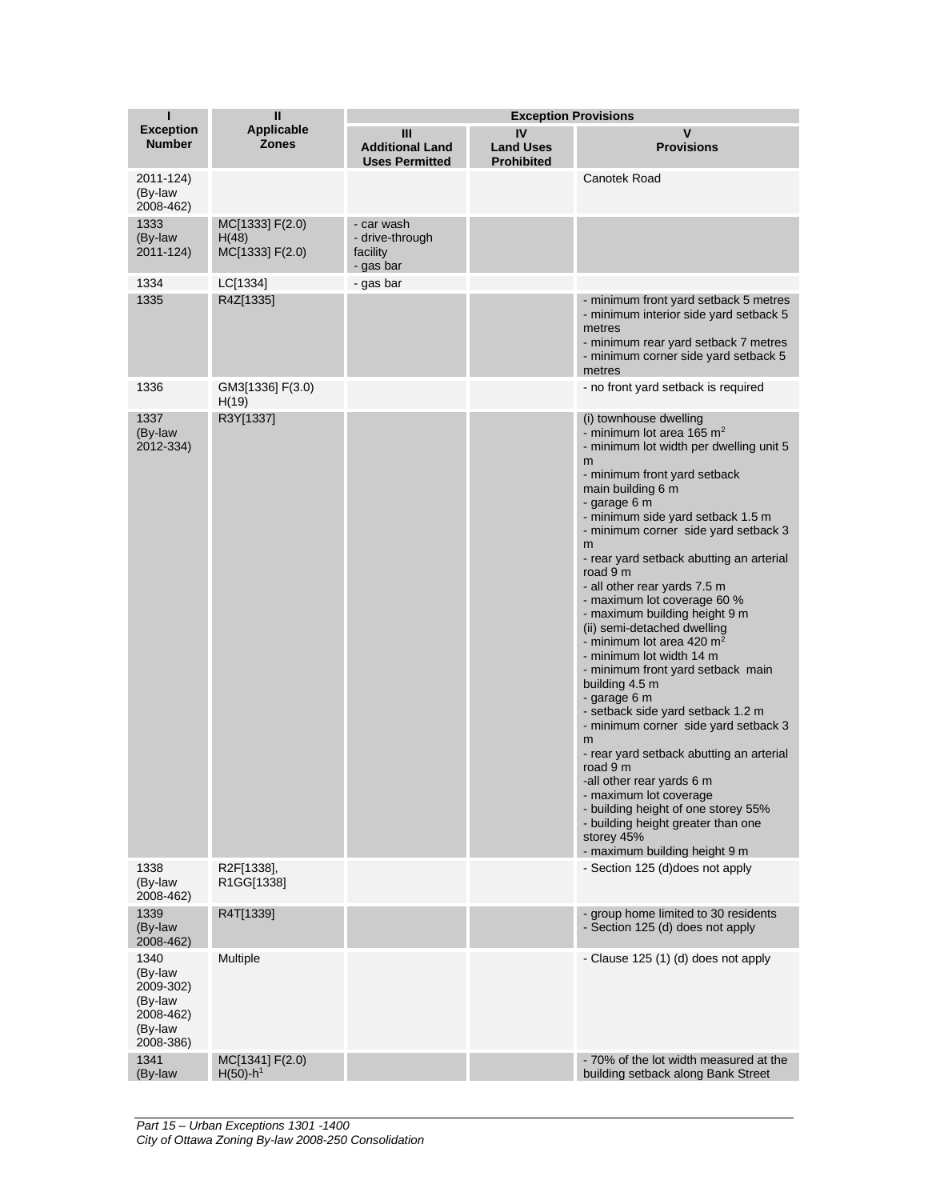| I<br>Exception Number | II<br>Applicable Zones | Exception Provisions | | |
|---|---|---|---|---|
| | | III<br>Additional Land Uses Permitted | IV<br>Land Uses Prohibited | V<br>Provisions |
| 2011-124)<br>(By-law 2008-462) | | | | Canotek Road |
| 1333<br>(By-law 2011-124) | MC[1333] F(2.0) H(48)<br>MC[1333] F(2.0) | - car wash<br>- drive-through facility<br>- gas bar | | |
| 1334 | LC[1334] | - gas bar | | |
| 1335 | R4Z[1335] | | | - minimum front yard setback 5 metres<br>- minimum interior side yard setback 5 metres<br>- minimum rear yard setback 7 metres<br>- minimum corner side yard setback 5 metres |
| 1336 | GM3[1336] F(3.0) H(19) | | | - no front yard setback is required |
| 1337<br>(By-law 2012-334) | R3Y[1337] | | | (i) townhouse dwelling<br>- minimum lot area 165 $m^2$<br>- minimum lot width per dwelling unit 5 m<br>- minimum front yard setback main building 6 m<br>- garage 6 m<br>- minimum side yard setback 1.5 m<br>- minimum corner side yard setback 3 m<br>- rear yard setback abutting an arterial road 9 m<br>- all other rear yards 7.5 m<br>- maximum lot coverage 60 %<br>- maximum building height 9 m<br>(ii) semi-detached dwelling<br>- minimum lot area 420 $m^2$<br>- minimum lot width 14 m<br>- minimum front yard setback main building 4.5 m<br>- garage 6 m<br>- setback side yard setback 1.2 m<br>- minimum corner side yard setback 3 m<br>- rear yard setback abutting an arterial road 9 m<br>-all other rear yards 6 m<br>- maximum lot coverage<br>- building height of one storey 55%<br>- building height greater than one storey 45%<br>- maximum building height 9 m |
| 1338<br>(By-law 2008-462) | R2F[1338],<br>R1GG[1338] | | | - Section 125 (d)does not apply |
| 1339<br>(By-law 2008-462) | R4T[1339] | | | - group home limited to 30 residents<br>- Section 125 (d) does not apply |
| 1340<br>(By-law 2009-302)<br>(By-law 2008-462)<br>(By-law 2008-386) | Multiple | | | - Clause 125 (1) (d) does not apply |
| 1341<br>(By-law | MC[1341] F(2.0) H(50)-h[1] | | | - 70% of the lot width measured at the building setback along Bank Street |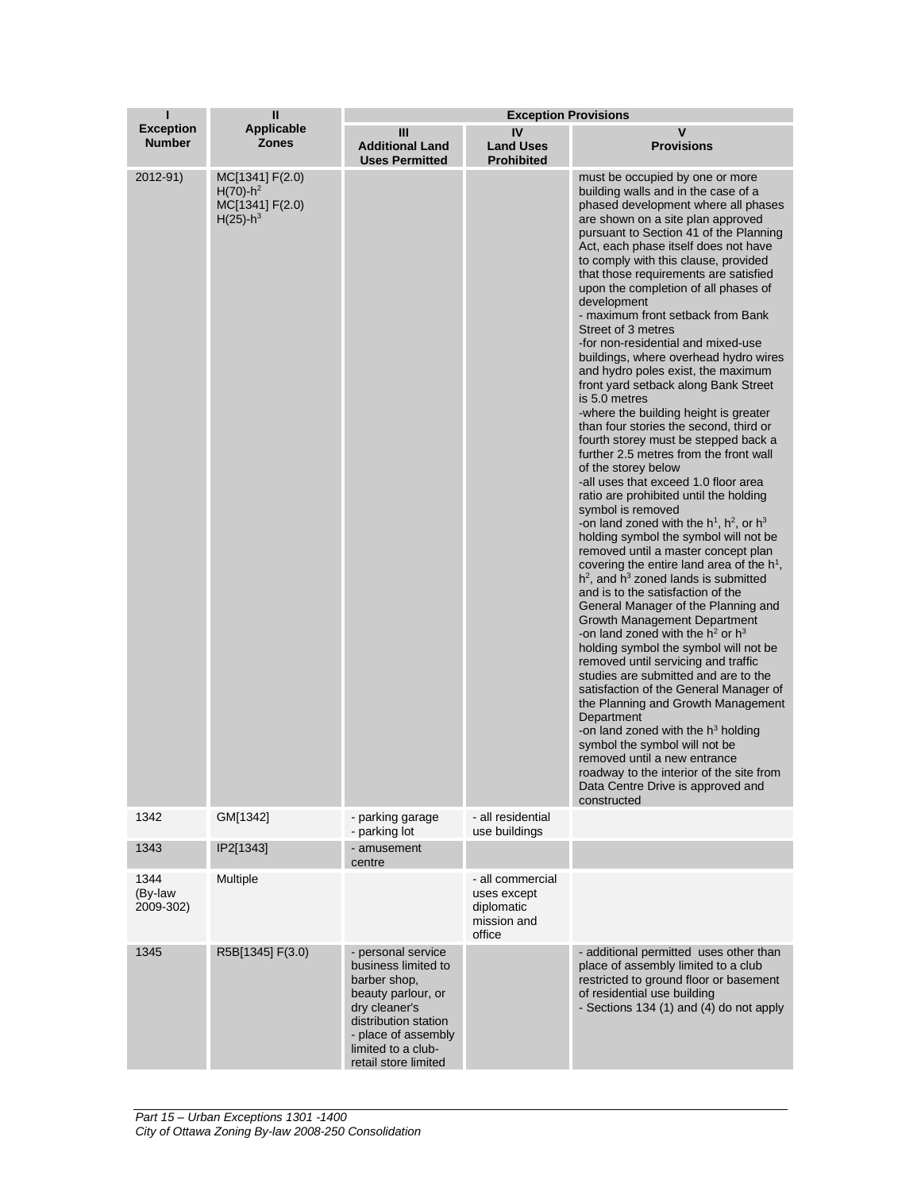| I<br>Exception Number | II<br>Applicable Zones | Exception Provisions | | |
|---|---|---|---|---|
| | | III<br>Additional Land Uses Permitted | IV<br>Land Uses Prohibited | V<br>Provisions |
| 2012-91) | MC[1341] F(2.0) H(70)-h$^2$<br>MC[1341] F(2.0) H(25)-h$^3$ | | | must be occupied by one or more building walls and in the case of a phased development where all phases are shown on a site plan approved pursuant to Section 41 of the Planning Act, each phase itself does not have to comply with this clause, provided that those requirements are satisfied upon the completion of all phases of development<br>- maximum front setback from Bank Street of 3 metres<br>-for non-residential and mixed-use buildings, where overhead hydro wires and hydro poles exist, the maximum front yard setback along Bank Street is 5.0 metres<br>-where the building height is greater than four stories the second, third or fourth storey must be stepped back a further 2.5 metres from the front wall of the storey below<br>-all uses that exceed 1.0 floor area ratio are prohibited until the holding symbol is removed<br>-on land zoned with the h$^1$, h$^2$, or h$^3$ holding symbol the symbol will not be removed until a master concept plan covering the entire land area of the h$^1$, h$^2$, and h$^3$ zoned lands is submitted and is to the satisfaction of the General Manager of the Planning and Growth Management Department<br>-on land zoned with the h$^2$ or h$^3$ holding symbol the symbol will not be removed until servicing and traffic studies are submitted and are to the satisfaction of the General Manager of the Planning and Growth Management Department<br>-on land zoned with the h$^3$ holding symbol the symbol will not be removed until a new entrance roadway to the interior of the site from Data Centre Drive is approved and constructed |
| 1342 | GM[1342] | - parking garage<br>- parking lot | - all residential use buildings | |
| 1343 | IP2[1343] | - amusement centre | | |
| 1344 (By-law 2009-302) | Multiple | | - all commercial uses except diplomatic mission and office | |
| 1345 | R5B[1345] F(3.0) | - personal service business limited to barber shop, beauty parlour, or dry cleaner's distribution station<br>- place of assembly limited to a club-<br>retail store limited | | - additional permitted uses other than place of assembly limited to a club restricted to ground floor or basement of residential use building<br>- Sections 134 (1) and (4) do not apply |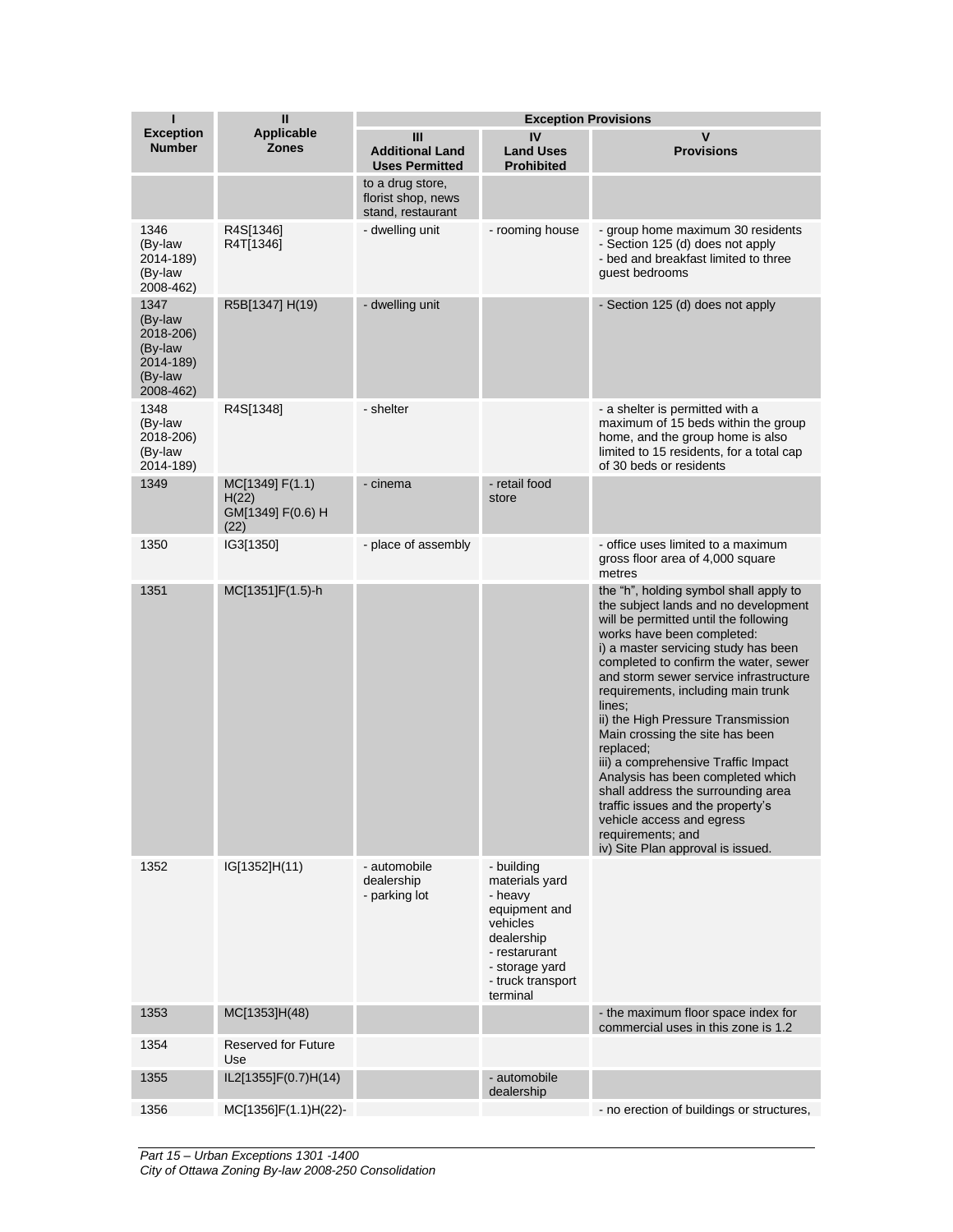| I<br>Exception Number | II<br>Applicable Zones | Exception Provisions | | |
|---|---|---|---|---|
| | | III<br>Additional Land Uses Permitted | IV<br>Land Uses Prohibited | V<br>Provisions |
| | | to a drug store, florist shop, news stand, restaurant | | |
| 1346<br>(By-law 2014-189)<br>(By-law 2008-462) | R4S[1346]<br>R4T[1346] | - dwelling unit | - rooming house | - group home maximum 30 residents<br>- Section 125 (d) does not apply<br>- bed and breakfast limited to three guest bedrooms |
| 1347<br>(By-law 2018-206)<br>(By-law 2014-189)<br>(By-law 2008-462) | R5B[1347] H(19) | - dwelling unit | | - Section 125 (d) does not apply |
| 1348<br>(By-law 2018-206)<br>(By-law 2014-189) | R4S[1348] | - shelter | | - a shelter is permitted with a maximum of 15 beds within the group home, and the group home is also limited to 15 residents, for a total cap of 30 beds or residents |
| 1349 | MC[1349] F(1.1) H(22)<br>GM[1349] F(0.6) H (22) | - cinema | - retail food store | |
| 1350 | IG3[1350] | - place of assembly | | - office uses limited to a maximum gross floor area of 4,000 square metres |
| 1351 | MC[1351]F(1.5)-h | | | the "h", holding symbol shall apply to the subject lands and no development will be permitted until the following works have been completed:<br>i) a master servicing study has been completed to confirm the water, sewer and storm sewer service infrastructure requirements, including main trunk lines;<br>ii) the High Pressure Transmission Main crossing the site has been replaced;<br>iii) a comprehensive Traffic Impact Analysis has been completed which shall address the surrounding area traffic issues and the property's vehicle access and egress requirements; and<br>iv) Site Plan approval is issued. |
| 1352 | IG[1352]H(11) | - automobile dealership<br>- parking lot | - building materials yard<br>- heavy equipment and vehicles dealership<br>- restarurant<br>- storage yard<br>- truck transport terminal | |
| 1353 | MC[1353]H(48) | | | - the maximum floor space index for commercial uses in this zone is 1.2 |
| 1354 | Reserved for Future Use | | | |
| 1355 | IL2[1355]F(0.7)H(14) | | - automobile dealership | |
| 1356 | MC[1356]F(1.1)H(22)- | | | - no erection of buildings or structures, |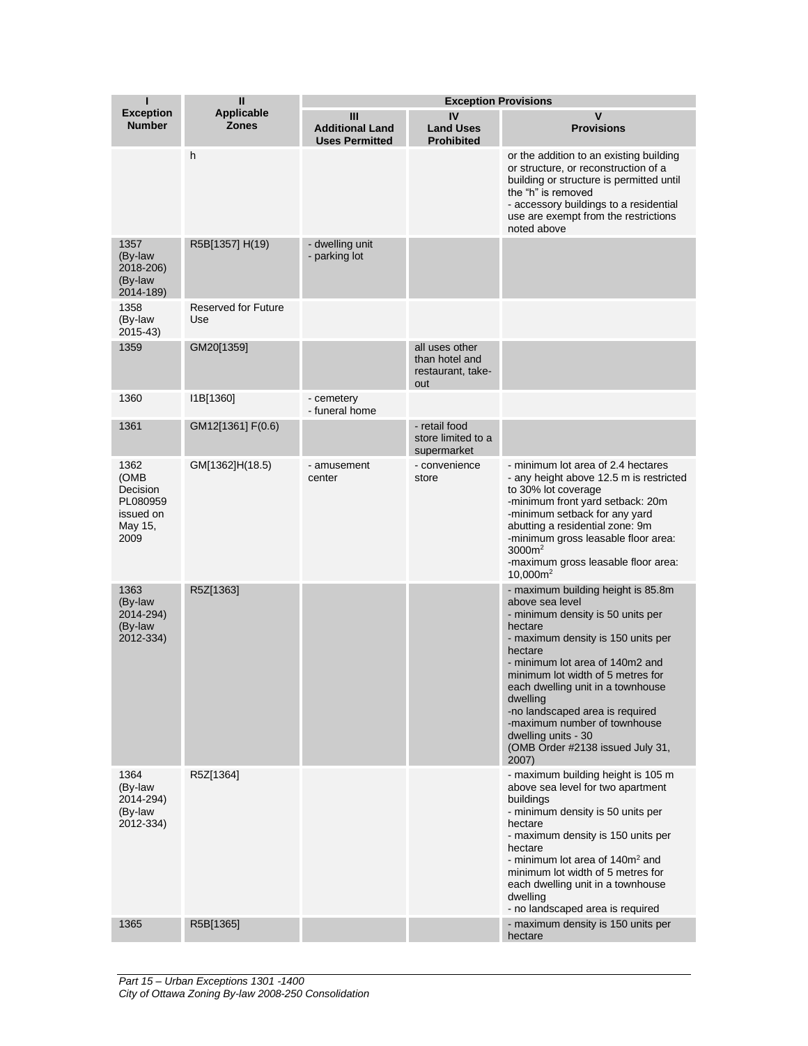| I<br>Exception Number | II<br>Applicable Zones | Exception Provisions | | |
|---|---|---|---|---|
| | | III<br>Additional Land Uses Permitted | IV<br>Land Uses Prohibited | V<br>Provisions |
| | h | | | or the addition to an existing building or structure, or reconstruction of a building or structure is permitted until the "h" is removed<br>- accessory buildings to a residential use are exempt from the restrictions noted above |
| 1357 (By-law 2018-206) (By-law 2014-189) | R5B[1357] H(19) | - dwelling unit<br>- parking lot | | |
| 1358 (By-law 2015-43) | Reserved for Future Use | | | |
| 1359 | GM20[1359] | | all uses other than hotel and restaurant, take-out | |
| 1360 | I1B[1360] | - cemetery<br>- funeral home | | |
| 1361 | GM12[1361] F(0.6) | | - retail food store limited to a supermarket | |
| 1362 (OMB Decision PL080959 issued on May 15, 2009 | GM[1362]H(18.5) | - amusement center | - convenience store | - minimum lot area of 2.4 hectares<br>- any height above 12.5 m is restricted to 30% lot coverage<br>-minimum front yard setback: 20m<br>-minimum setback for any yard abutting a residential zone: 9m<br>-minimum gross leasable floor area: 3000m²<br>-maximum gross leasable floor area: 10,000m² |
| 1363 (By-law 2014-294) (By-law 2012-334) | R5Z[1363] | | | - maximum building height is 85.8m above sea level<br>- minimum density is 50 units per hectare<br>- maximum density is 150 units per hectare<br>- minimum lot area of 140m2 and minimum lot width of 5 metres for each dwelling unit in a townhouse dwelling<br>-no landscaped area is required<br>-maximum number of townhouse dwelling units - 30<br>(OMB Order #2138 issued July 31, 2007) |
| 1364 (By-law 2014-294) (By-law 2012-334) | R5Z[1364] | | | - maximum building height is 105 m above sea level for two apartment buildings<br>- minimum density is 50 units per hectare<br>- maximum density is 150 units per hectare<br>- minimum lot area of 140m² and minimum lot width of 5 metres for each dwelling unit in a townhouse dwelling<br>- no landscaped area is required |
| 1365 | R5B[1365] | | | - maximum density is 150 units per hectare |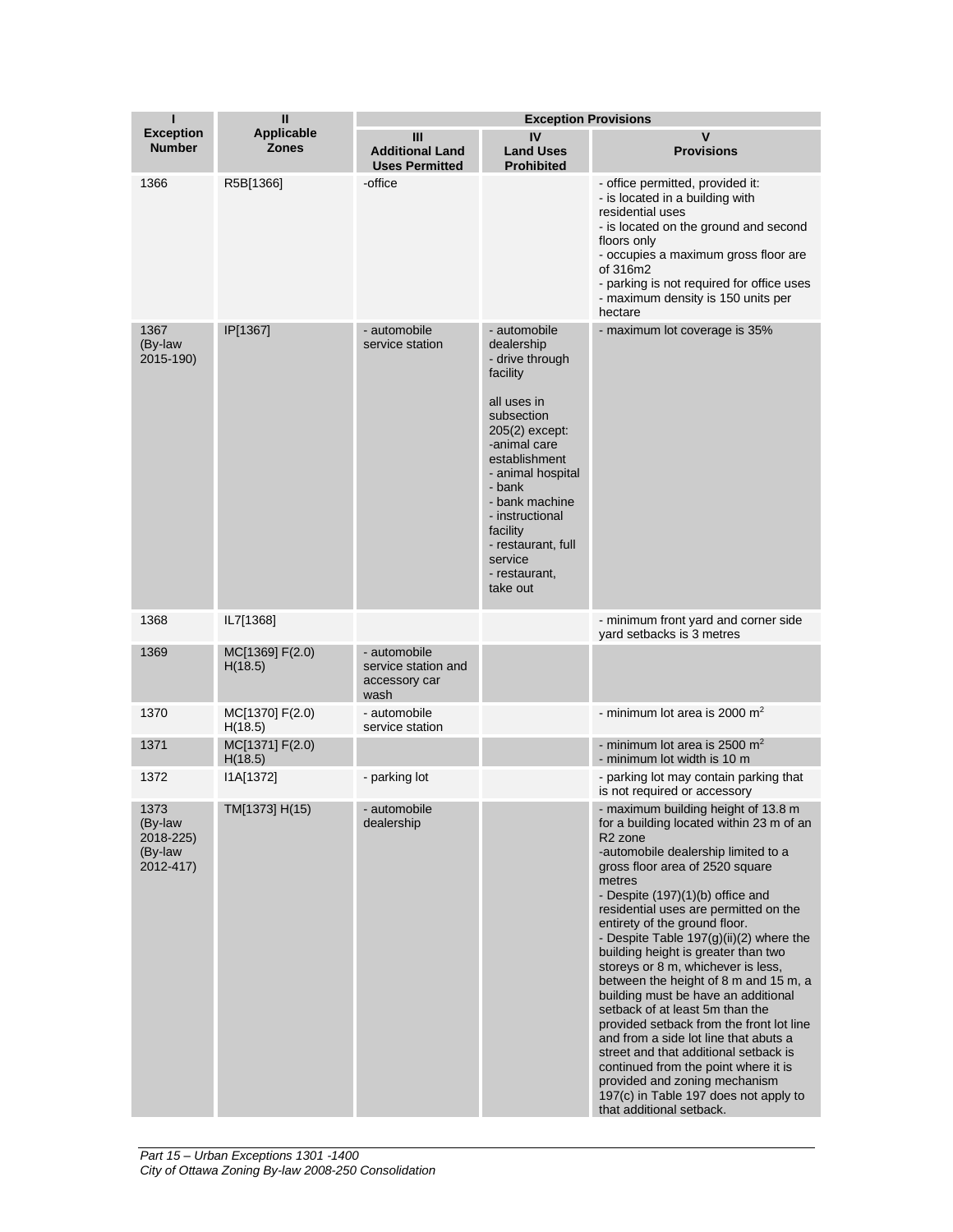| I | II | Exception Provisions | | |
|---|---|---|---|---|
| **Exception Number** | **Applicable Zones** | **III Additional Land Uses Permitted** | **IV Land Uses Prohibited** | **V Provisions** |
| 1366 | R5B[1366] | -office | | - office permitted, provided it:<br>- is located in a building with residential uses<br>- is located on the ground and second floors only<br>- occupies a maximum gross floor are of 316m2<br>- parking is not required for office uses<br>- maximum density is 150 units per hectare |
| 1367 (By-law 2015-190) | IP[1367] | - automobile service station | - automobile dealership<br>- drive through facility<br><br>all uses in subsection 205(2) except:<br>-animal care establishment<br>- animal hospital<br>- bank<br>- bank machine<br>- instructional facility<br>- restaurant, full service<br>- restaurant, take out | - maximum lot coverage is 35% |
| 1368 | IL7[1368] | | | - minimum front yard and corner side yard setbacks is 3 metres |
| 1369 | MC[1369] F(2.0) H(18.5) | - automobile service station and accessory car wash | | |
| 1370 | MC[1370] F(2.0) H(18.5) | - automobile service station | | - minimum lot area is 2000 $m^2$ |
| 1371 | MC[1371] F(2.0) H(18.5) | | | - minimum lot area is 2500 $m^2$<br>- minimum lot width is 10 m |
| 1372 | I1A[1372] | - parking lot | | - parking lot may contain parking that is not required or accessory |
| 1373 (By-law 2018-225) (By-law 2012-417) | TM[1373] H(15) | - automobile dealership | | - maximum building height of 13.8 m for a building located within 23 m of an R2 zone<br>-automobile dealership limited to a gross floor area of 2520 square metres<br>- Despite (197)(1)(b) office and residential uses are permitted on the entirety of the ground floor.<br>- Despite Table 197(g)(ii)(2) where the building height is greater than two storeys or 8 m, whichever is less, between the height of 8 m and 15 m, a building must be have an additional setback of at least 5m than the provided setback from the front lot line and from a side lot line that abuts a street and that additional setback is continued from the point where it is provided and zoning mechanism 197(c) in Table 197 does not apply to that additional setback. |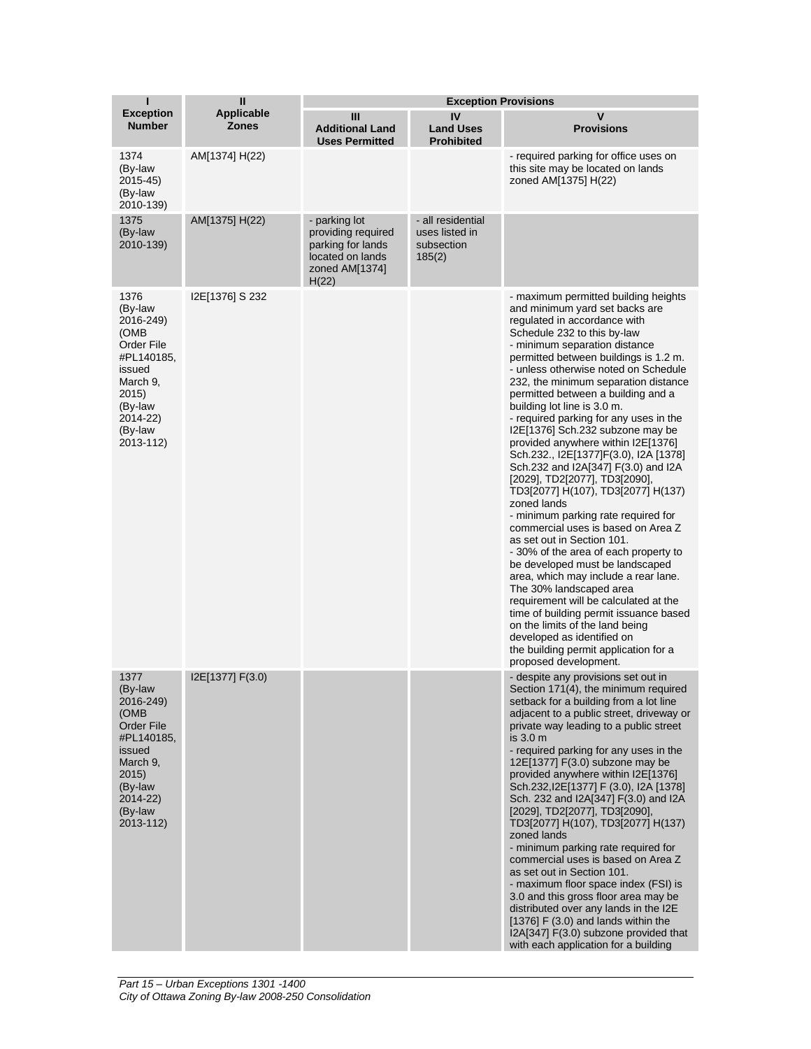| I<br>Exception Number | II<br>Applicable Zones | Exception Provisions | | |
|---|---|---|---|---|
| | | III<br>Additional Land Uses Permitted | IV<br>Land Uses Prohibited | V<br>Provisions |
| 1374<br>(By-law 2015-45)<br>(By-law 2010-139) | AM[1374] H(22) | | | - required parking for office uses on this site may be located on lands zoned AM[1375] H(22) |
| 1375<br>(By-law 2010-139) | AM[1375] H(22) | - parking lot providing required parking for lands located on lands zoned AM[1374] H(22) | - all residential uses listed in subsection 185(2) | |
| 1376<br>(By-law 2016-249)<br>(OMB Order File #PL140185, issued March 9, 2015)<br>(By-law 2014-22)<br>(By-law 2013-112) | I2E[1376] S 232 | | | - maximum permitted building heights and minimum yard set backs are regulated in accordance with Schedule 232 to this by-law<br>- minimum separation distance permitted between buildings is 1.2 m.<br>- unless otherwise noted on Schedule 232, the minimum separation distance permitted between a building and a building lot line is 3.0 m.<br>- required parking for any uses in the I2E[1376] Sch.232 subzone may be provided anywhere within I2E[1376] Sch.232., I2E[1377]F(3.0), I2A [1378] Sch.232 and I2A[347] F(3.0) and I2A [2029], TD2[2077], TD3[2090], TD3[2077] H(107), TD3[2077] H(137) zoned lands<br>- minimum parking rate required for commercial uses is based on Area Z as set out in Section 101.<br>- 30% of the area of each property to be developed must be landscaped area, which may include a rear lane. The 30% landscaped area requirement will be calculated at the time of building permit issuance based on the limits of the land being developed as identified on the building permit application for a proposed development. |
| 1377<br>(By-law 2016-249)<br>(OMB Order File #PL140185, issued March 9, 2015)<br>(By-law 2014-22)<br>(By-law 2013-112) | I2E[1377] F(3.0) | | | - despite any provisions set out in Section 171(4), the minimum required setback for a building from a lot line adjacent to a public street, driveway or private way leading to a public street is 3.0 m<br>- required parking for any uses in the 12E[1377] F(3.0) subzone may be provided anywhere within I2E[1376] Sch.232,I2E[1377] F (3.0), I2A [1378] Sch. 232 and I2A[347] F(3.0) and I2A [2029], TD2[2077], TD3[2090], TD3[2077] H(107), TD3[2077] H(137) zoned lands<br>- minimum parking rate required for commercial uses is based on Area Z as set out in Section 101.<br>- maximum floor space index (FSI) is 3.0 and this gross floor area may be distributed over any lands in the I2E [1376] F (3.0) and lands within the I2A[347] F(3.0) subzone provided that with each application for a building |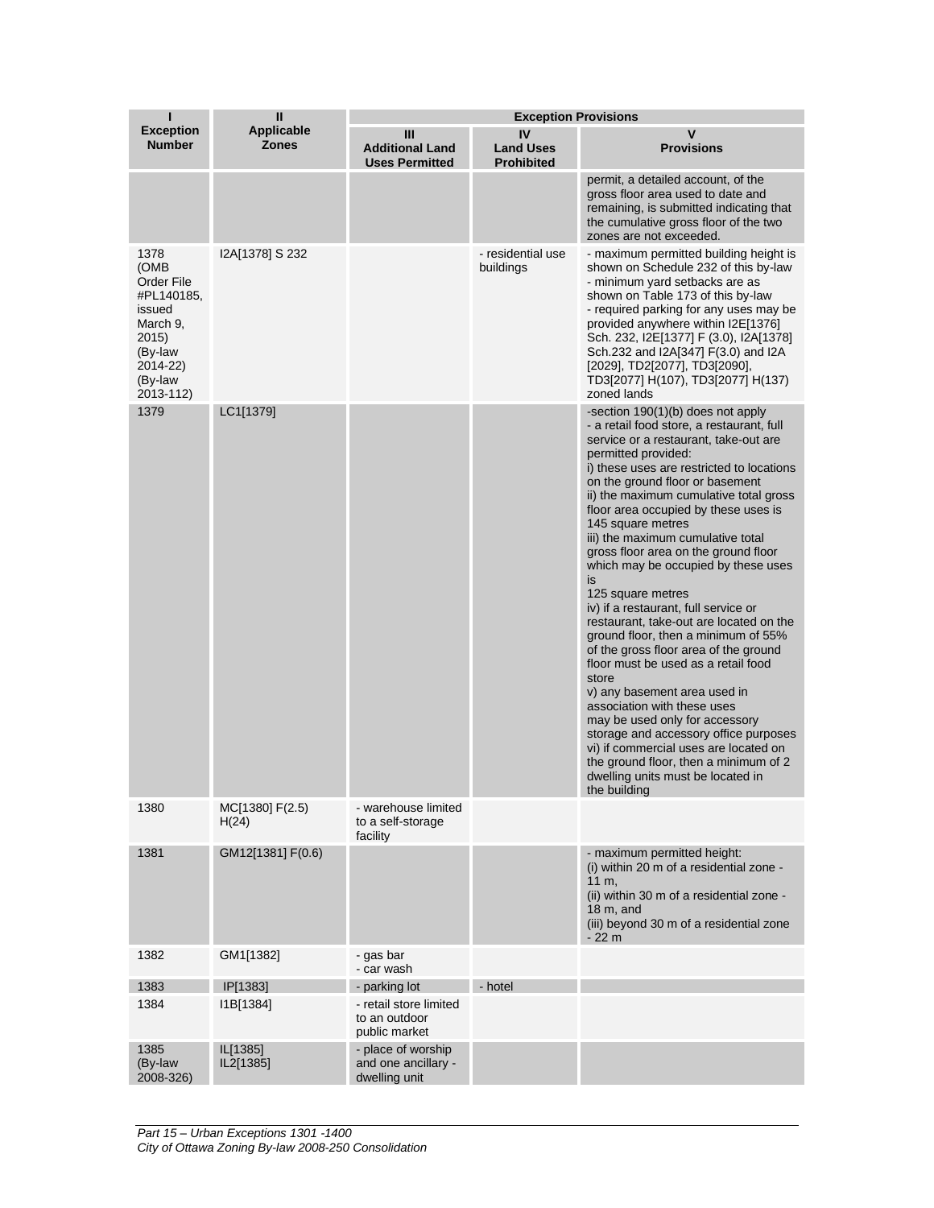| I<br>Exception Number | II<br>Applicable Zones | Exception Provisions | | |
|---|---|---|---|---|
| | | III<br>Additional Land Uses Permitted | IV<br>Land Uses Prohibited | V<br>Provisions |
| | | | | permit, a detailed account, of the gross floor area used to date and remaining, is submitted indicating that the cumulative gross floor of the two zones are not exceeded. |
| 1378 (OMB Order File #PL140185, issued March 9, 2015) (By-law 2014-22) (By-law 2013-112) | I2A[1378] S 232 | | - residential use buildings | - maximum permitted building height is shown on Schedule 232 of this by-law<br>- minimum yard setbacks are as shown on Table 173 of this by-law<br>- required parking for any uses may be provided anywhere within I2E[1376] Sch. 232, I2E[1377] F (3.0), I2A[1378] Sch.232 and I2A[347] F(3.0) and I2A [2029], TD2[2077], TD3[2090], TD3[2077] H(107), TD3[2077] H(137) zoned lands |
| 1379 | LC1[1379] | | | -section 190(1)(b) does not apply<br>- a retail food store, a restaurant, full service or a restaurant, take-out are permitted provided:<br>i) these uses are restricted to locations on the ground floor or basement<br>ii) the maximum cumulative total gross floor area occupied by these uses is 145 square metres<br>iii) the maximum cumulative total gross floor area on the ground floor which may be occupied by these uses is<br>125 square metres<br>iv) if a restaurant, full service or restaurant, take-out are located on the ground floor, then a minimum of 55% of the gross floor area of the ground floor must be used as a retail food store<br>v) any basement area used in association with these uses<br>may be used only for accessory storage and accessory office purposes<br>vi) if commercial uses are located on the ground floor, then a minimum of 2 dwelling units must be located in<br>the building |
| 1380 | MC[1380] F(2.5) H(24) | - warehouse limited to a self-storage facility | | |
| 1381 | GM12[1381] F(0.6) | | | - maximum permitted height:<br>(i) within 20 m of a residential zone - 11 m,<br>(ii) within 30 m of a residential zone - 18 m, and<br>(iii) beyond 30 m of a residential zone - 22 m |
| 1382 | GM1[1382] | - gas bar<br>- car wash | | |
| 1383 | IP[1383] | - parking lot | - hotel | |
| 1384 | I1B[1384] | - retail store limited to an outdoor public market | | |
| 1385 (By-law 2008-326) | IL[1385]<br>IL2[1385] | - place of worship and one ancillary - dwelling unit | | |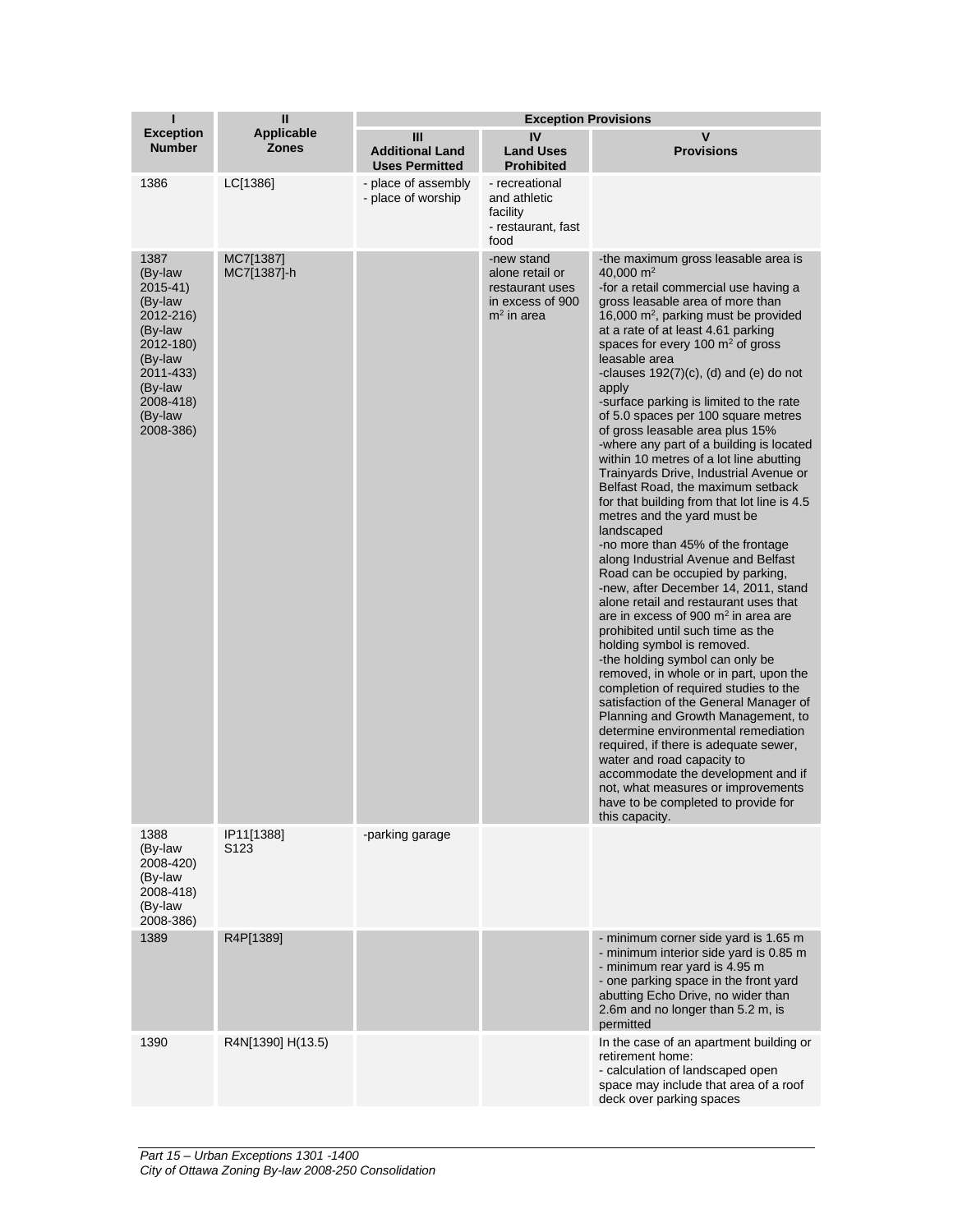| I | II | Exception Provisions | | |
|---|---|---|---|---|
| **Exception Number** | **Applicable Zones** | **III Additional Land Uses Permitted** | **IV Land Uses Prohibited** | **V Provisions** |
| 1386 | LC[1386] | - place of assembly<br>- place of worship | - recreational and athletic facility<br>- restaurant, fast food | |
| 1387 (By-law 2015-41) (By-law 2012-216) (By-law 2012-180) (By-law 2011-433) (By-law 2008-418) (By-law 2008-386) | MC7[1387]<br>MC7[1387]-h | | -new stand alone retail or restaurant uses in excess of 900 $m^2$ in area | -the maximum gross leasable area is 40,000 $m^2$<br>-for a retail commercial use having a gross leasable area of more than 16,000 $m^2$, parking must be provided at a rate of at least 4.61 parking spaces for every 100 $m^2$ of gross leasable area<br>-clauses 192(7)(c), (d) and (e) do not apply<br>-surface parking is limited to the rate of 5.0 spaces per 100 square metres of gross leasable area plus 15%<br>-where any part of a building is located within 10 metres of a lot line abutting Trainyards Drive, Industrial Avenue or Belfast Road, the maximum setback for that building from that lot line is 4.5 metres and the yard must be landscaped<br>-no more than 45% of the frontage along Industrial Avenue and Belfast Road can be occupied by parking,<br>-new, after December 14, 2011, stand alone retail and restaurant uses that are in excess of 900 $m^2$ in area are prohibited until such time as the holding symbol is removed.<br>-the holding symbol can only be removed, in whole or in part, upon the completion of required studies to the satisfaction of the General Manager of Planning and Growth Management, to determine environmental remediation required, if there is adequate sewer, water and road capacity to accommodate the development and if not, what measures or improvements have to be completed to provide for this capacity. |
| 1388 (By-law 2008-420) (By-law 2008-418) (By-law 2008-386) | IP11[1388]<br>S123 | -parking garage | | |
| 1389 | R4P[1389] | | | - minimum corner side yard is 1.65 m<br>- minimum interior side yard is 0.85 m<br>- minimum rear yard is 4.95 m<br>- one parking space in the front yard abutting Echo Drive, no wider than 2.6m and no longer than 5.2 m, is permitted |
| 1390 | R4N[1390] H(13.5) | | | In the case of an apartment building or retirement home:<br>- calculation of landscaped open space may include that area of a roof deck over parking spaces |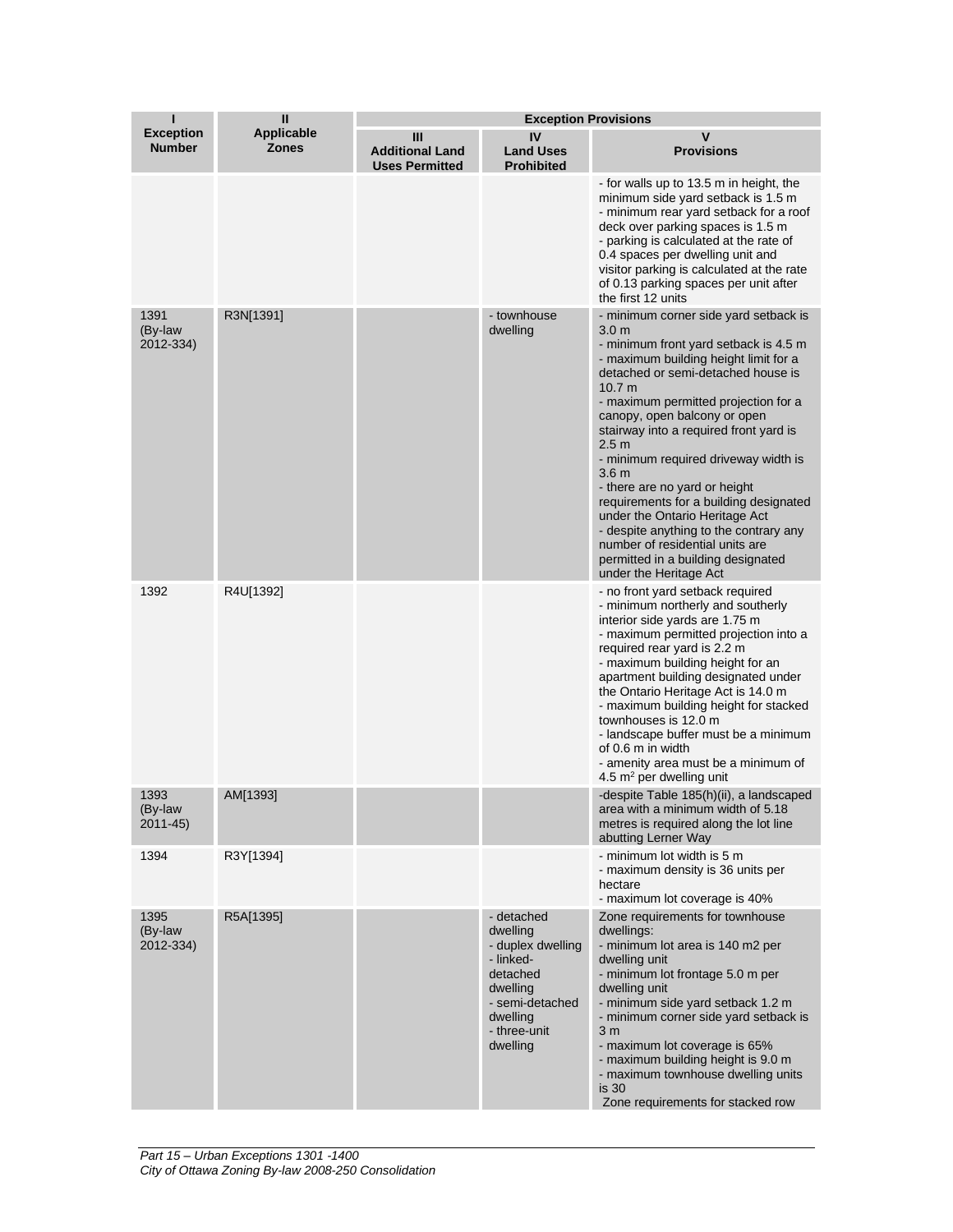| I<br>Exception Number | II<br>Applicable Zones | Exception Provisions | | |
|---|---|---|---|---|
| | | III<br>Additional Land Uses Permitted | IV<br>Land Uses Prohibited | V<br>Provisions |
| | | | | - for walls up to 13.5 m in height, the minimum side yard setback is 1.5 m<br>- minimum rear yard setback for a roof deck over parking spaces is 1.5 m<br>- parking is calculated at the rate of 0.4 spaces per dwelling unit and visitor parking is calculated at the rate of 0.13 parking spaces per unit after the first 12 units |
| 1391 (By-law 2012-334) | R3N[1391] | | - townhouse dwelling | - minimum corner side yard setback is 3.0 m<br>- minimum front yard setback is 4.5 m<br>- maximum building height limit for a detached or semi-detached house is 10.7 m<br>- maximum permitted projection for a canopy, open balcony or open stairway into a required front yard is 2.5 m<br>- minimum required driveway width is 3.6 m<br>- there are no yard or height requirements for a building designated under the Ontario Heritage Act<br>- despite anything to the contrary any number of residential units are permitted in a building designated under the Heritage Act |
| 1392 | R4U[1392] | | | - no front yard setback required<br>- minimum northerly and southerly interior side yards are 1.75 m<br>- maximum permitted projection into a required rear yard is 2.2 m<br>- maximum building height for an apartment building designated under the Ontario Heritage Act is 14.0 m<br>- maximum building height for stacked townhouses is 12.0 m<br>- landscape buffer must be a minimum of 0.6 m in width<br>- amenity area must be a minimum of 4.5 m$^2$ per dwelling unit |
| 1393 (By-law 2011-45) | AM[1393] | | | -despite Table 185(h)(ii), a landscaped area with a minimum width of 5.18 metres is required along the lot line abutting Lerner Way |
| 1394 | R3Y[1394] | | | - minimum lot width is 5 m<br>- maximum density is 36 units per hectare<br>- maximum lot coverage is 40% |
| 1395 (By-law 2012-334) | R5A[1395] | | - detached dwelling<br>- duplex dwelling<br>- linked-detached dwelling<br>- semi-detached dwelling<br>- three-unit dwelling | Zone requirements for townhouse dwellings:<br>- minimum lot area is 140 m2 per dwelling unit<br>- minimum lot frontage 5.0 m per dwelling unit<br>- minimum side yard setback 1.2 m<br>- minimum corner side yard setback is 3 m<br>- maximum lot coverage is 65%<br>- maximum building height is 9.0 m<br>- maximum townhouse dwelling units is 30<br>Zone requirements for stacked row |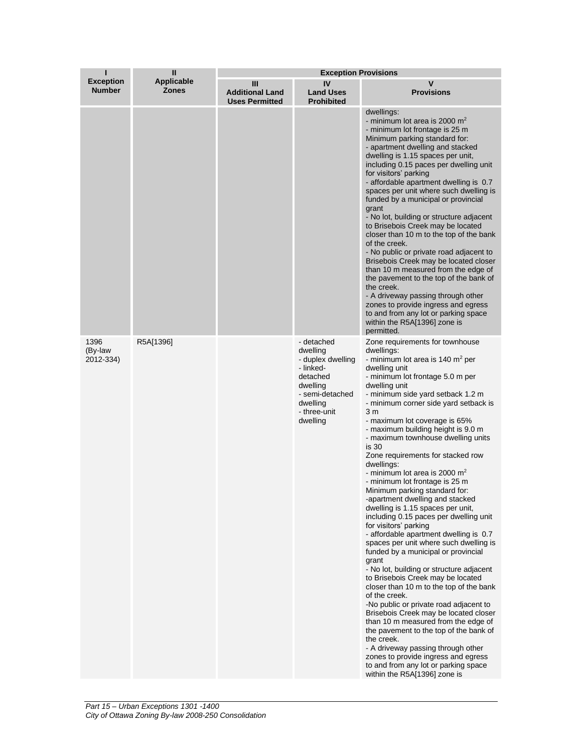| I<br>Exception Number | II<br>Applicable Zones | Exception Provisions | | |
|---|---|---|---|---|
| | | III<br>Additional Land Uses Permitted | IV<br>Land Uses Prohibited | V<br>Provisions |
| | | | | dwellings:<br>- minimum lot area is 2000 m$^2$<br>- minimum lot frontage is 25 m<br>Minimum parking standard for:<br>- apartment dwelling and stacked dwelling is 1.15 spaces per unit, including 0.15 paces per dwelling unit for visitors' parking<br>- affordable apartment dwelling is 0.7 spaces per unit where such dwelling is funded by a municipal or provincial grant<br>- No lot, building or structure adjacent to Brisebois Creek may be located closer than 10 m to the top of the bank of the creek.<br>- No public or private road adjacent to Brisebois Creek may be located closer than 10 m measured from the edge of the pavement to the top of the bank of the creek.<br>- A driveway passing through other zones to provide ingress and egress to and from any lot or parking space within the R5A[1396] zone is permitted. |
| 1396 (By-law 2012-334) | R5A[1396] | | - detached dwelling<br>- duplex dwelling<br>- linked-detached dwelling<br>- semi-detached dwelling<br>- three-unit dwelling | Zone requirements for townhouse dwellings:<br>- minimum lot area is 140 m$^2$ per dwelling unit<br>- minimum lot frontage 5.0 m per dwelling unit<br>- minimum side yard setback 1.2 m<br>- minimum corner side yard setback is 3 m<br>- maximum lot coverage is 65%<br>- maximum building height is 9.0 m<br>- maximum townhouse dwelling units is 30<br>Zone requirements for stacked row dwellings:<br>- minimum lot area is 2000 m$^2$<br>- minimum lot frontage is 25 m<br>Minimum parking standard for:<br>-apartment dwelling and stacked dwelling is 1.15 spaces per unit, including 0.15 paces per dwelling unit for visitors' parking<br>- affordable apartment dwelling is 0.7 spaces per unit where such dwelling is funded by a municipal or provincial grant<br>- No lot, building or structure adjacent to Brisebois Creek may be located closer than 10 m to the top of the bank of the creek.<br>-No public or private road adjacent to Brisebois Creek may be located closer than 10 m measured from the edge of the pavement to the top of the bank of the creek.<br>- A driveway passing through other zones to provide ingress and egress to and from any lot or parking space within the R5A[1396] zone is |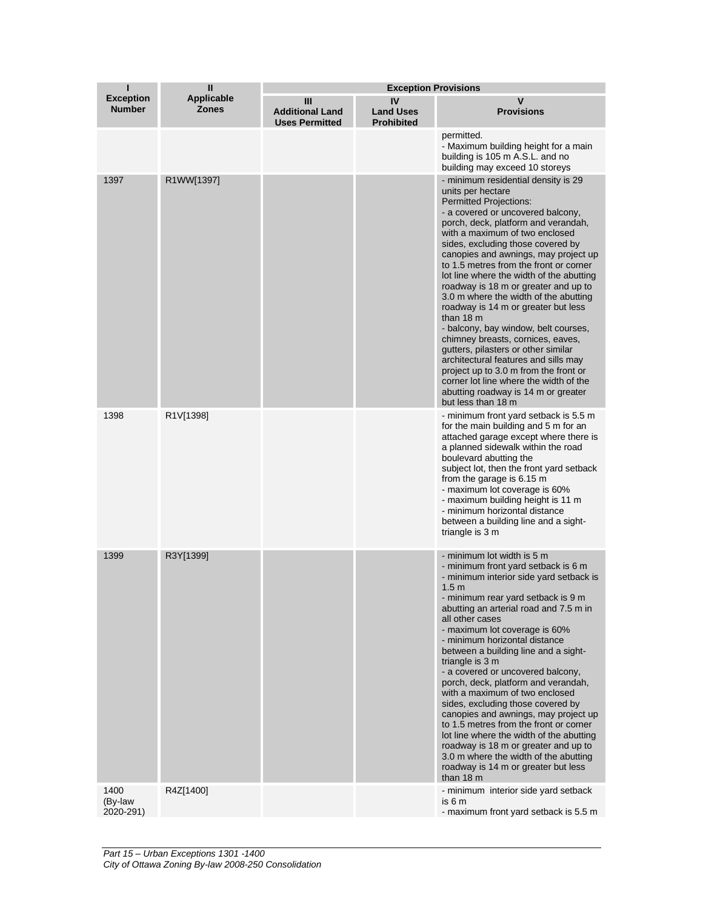| I<br>Exception Number | II<br>Applicable Zones | Exception Provisions | | |
|---|---|---|---|---|
| | | III<br>Additional Land Uses Permitted | IV<br>Land Uses Prohibited | V<br>Provisions |
| | | | | permitted.<br>- Maximum building height for a main building is 105 m A.S.L. and no building may exceed 10 storeys |
| 1397 | R1WW[1397] | | | - minimum residential density is 29 units per hectare<br>Permitted Projections:<br>- a covered or uncovered balcony, porch, deck, platform and verandah, with a maximum of two enclosed sides, excluding those covered by canopies and awnings, may project up to 1.5 metres from the front or corner lot line where the width of the abutting roadway is 18 m or greater and up to 3.0 m where the width of the abutting roadway is 14 m or greater but less than 18 m<br>- balcony, bay window, belt courses, chimney breasts, cornices, eaves, gutters, pilasters or other similar architectural features and sills may project up to 3.0 m from the front or corner lot line where the width of the abutting roadway is 14 m or greater but less than 18 m |
| 1398 | R1V[1398] | | | - minimum front yard setback is 5.5 m for the main building and 5 m for an attached garage except where there is a planned sidewalk within the road boulevard abutting the subject lot, then the front yard setback from the garage is 6.15 m<br>- maximum lot coverage is 60%<br>- maximum building height is 11 m<br>- minimum horizontal distance between a building line and a sight-triangle is 3 m |
| 1399 | R3Y[1399] | | | - minimum lot width is 5 m<br>- minimum front yard setback is 6 m<br>- minimum interior side yard setback is 1.5 m<br>- minimum rear yard setback is 9 m abutting an arterial road and 7.5 m in all other cases<br>- maximum lot coverage is 60%<br>- minimum horizontal distance between a building line and a sight-triangle is 3 m<br>- a covered or uncovered balcony, porch, deck, platform and verandah, with a maximum of two enclosed sides, excluding those covered by canopies and awnings, may project up to 1.5 metres from the front or corner lot line where the width of the abutting roadway is 18 m or greater and up to 3.0 m where the width of the abutting roadway is 14 m or greater but less than 18 m |
| 1400<br>(By-law 2020-291) | R4Z[1400] | | | - minimum interior side yard setback is 6 m<br>- maximum front yard setback is 5.5 m |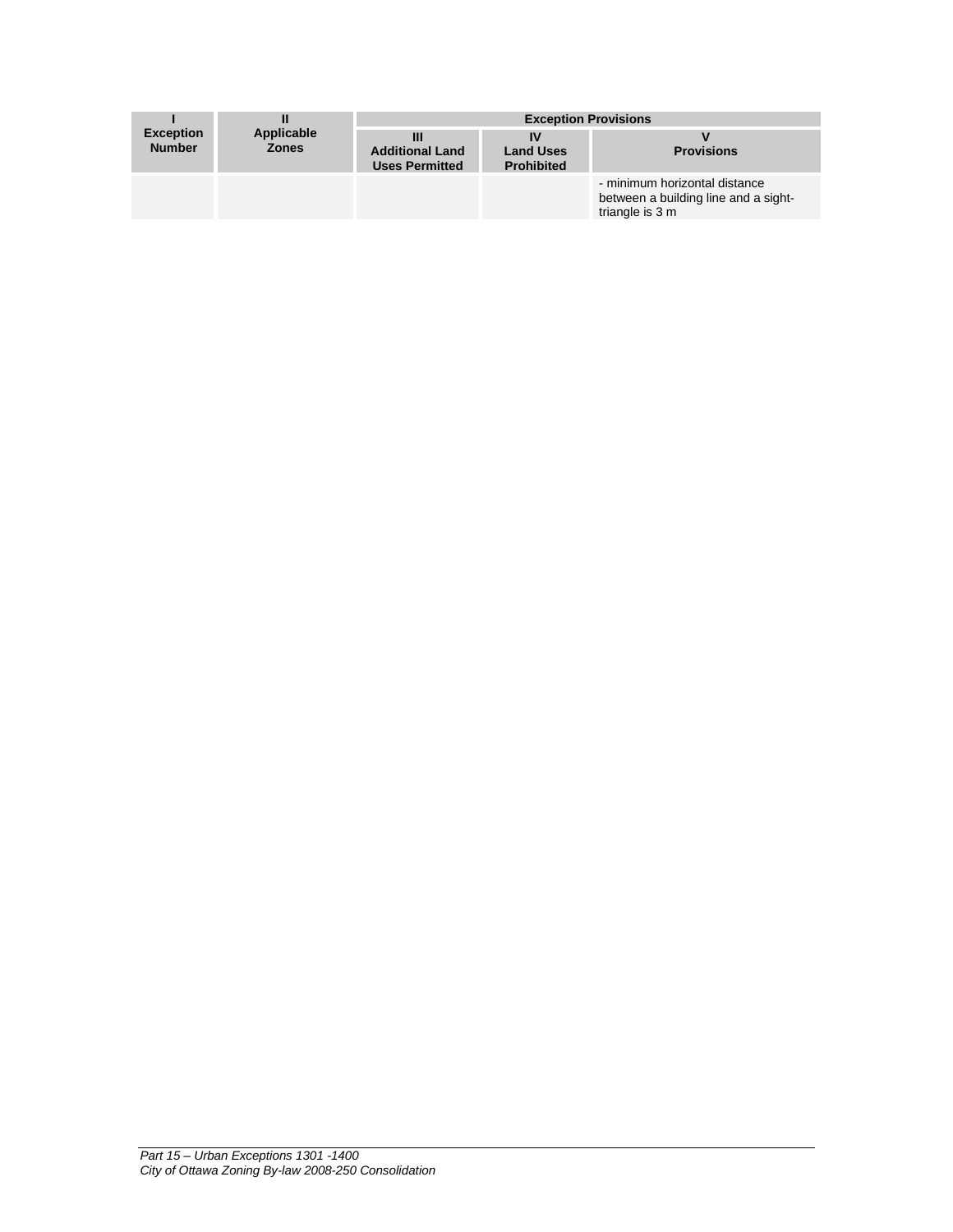| I<br>Exception Number | II<br>Applicable Zones | Exception Provisions | | |
|---|---|---|---|---|
| | | III<br>Additional Land Uses Permitted | IV<br>Land Uses Prohibited | V<br>Provisions |
| | | | | - minimum horizontal distance between a building line and a sight-triangle is 3 m |